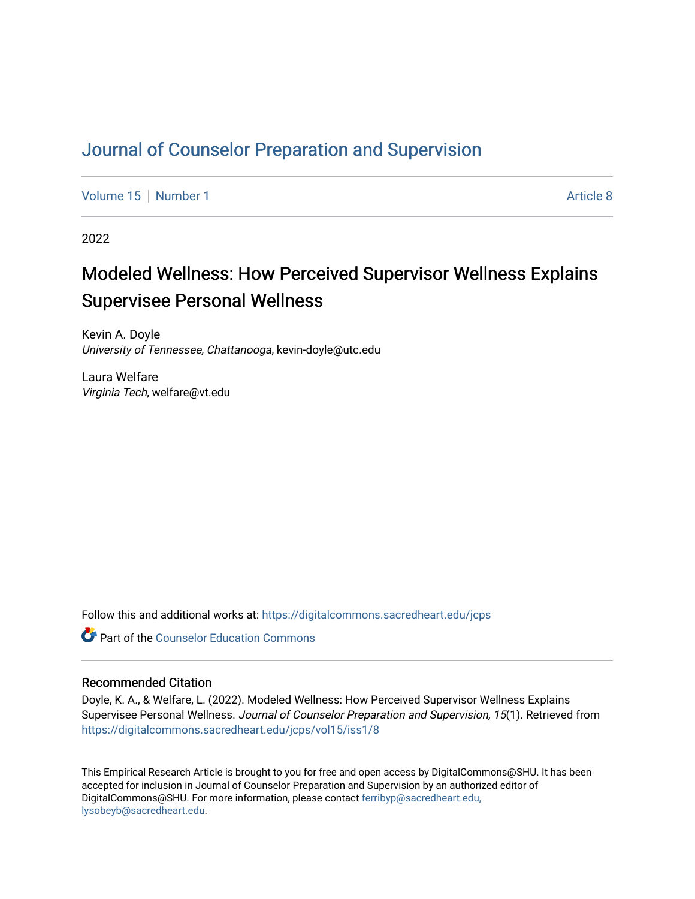# Journal of Counselor Preparation and Supervision

Volume 15 | Number 1 | Article 8

2022

## Modeled Wellness: How Perceived Supervisor Wellness Explains Supervisee Personal Wellness

Kevin A. Doyle
*University of Tennessee, Chattanooga*, kevin-doyle@utc.edu

Laura Welfare
*Virginia Tech*, welfare@vt.edu

Follow this and additional works at: https://digitalcommons.sacredheart.edu/jcps

Part of the Counselor Education Commons

### Recommended Citation

Doyle, K. A., & Welfare, L. (2022). Modeled Wellness: How Perceived Supervisor Wellness Explains Supervisee Personal Wellness. *Journal of Counselor Preparation and Supervision, 15*(1). Retrieved from https://digitalcommons.sacredheart.edu/jcps/vol15/iss1/8

This Empirical Research Article is brought to you for free and open access by DigitalCommons@SHU. It has been accepted for inclusion in Journal of Counselor Preparation and Supervision by an authorized editor of DigitalCommons@SHU. For more information, please contact ferribyp@sacredheart.edu, lysobeyb@sacredheart.edu.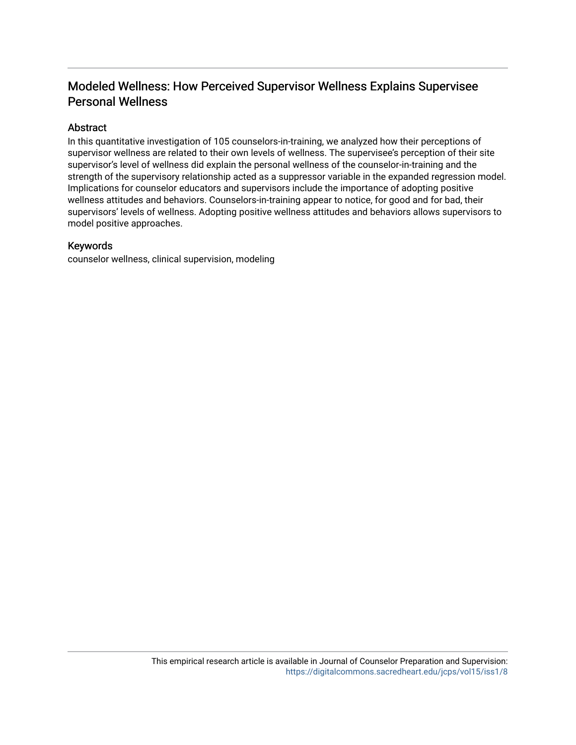## Modeled Wellness: How Perceived Supervisor Wellness Explains Supervisee Personal Wellness

### Abstract

In this quantitative investigation of 105 counselors-in-training, we analyzed how their perceptions of supervisor wellness are related to their own levels of wellness. The supervisee's perception of their site supervisor's level of wellness did explain the personal wellness of the counselor-in-training and the strength of the supervisory relationship acted as a suppressor variable in the expanded regression model. Implications for counselor educators and supervisors include the importance of adopting positive wellness attitudes and behaviors. Counselors-in-training appear to notice, for good and for bad, their supervisors' levels of wellness. Adopting positive wellness attitudes and behaviors allows supervisors to model positive approaches.

### Keywords

counselor wellness, clinical supervision, modeling

This empirical research article is available in Journal of Counselor Preparation and Supervision: https://digitalcommons.sacredheart.edu/jcps/vol15/iss1/8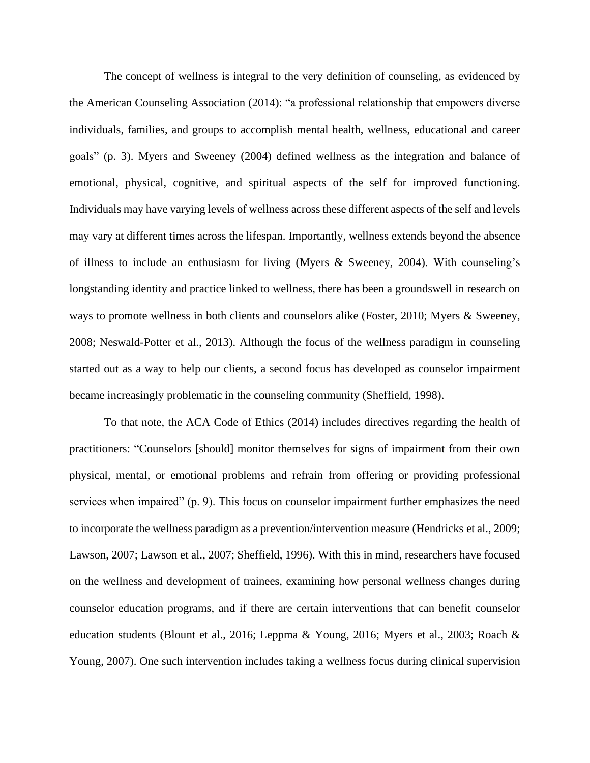The concept of wellness is integral to the very definition of counseling, as evidenced by the American Counseling Association (2014): “a professional relationship that empowers diverse individuals, families, and groups to accomplish mental health, wellness, educational and career goals” (p. 3). Myers and Sweeney (2004) defined wellness as the integration and balance of emotional, physical, cognitive, and spiritual aspects of the self for improved functioning. Individuals may have varying levels of wellness across these different aspects of the self and levels may vary at different times across the lifespan. Importantly, wellness extends beyond the absence of illness to include an enthusiasm for living (Myers & Sweeney, 2004). With counseling’s longstanding identity and practice linked to wellness, there has been a groundswell in research on ways to promote wellness in both clients and counselors alike (Foster, 2010; Myers & Sweeney, 2008; Neswald-Potter et al., 2013). Although the focus of the wellness paradigm in counseling started out as a way to help our clients, a second focus has developed as counselor impairment became increasingly problematic in the counseling community (Sheffield, 1998).

To that note, the ACA Code of Ethics (2014) includes directives regarding the health of practitioners: “Counselors [should] monitor themselves for signs of impairment from their own physical, mental, or emotional problems and refrain from offering or providing professional services when impaired” (p. 9). This focus on counselor impairment further emphasizes the need to incorporate the wellness paradigm as a prevention/intervention measure (Hendricks et al., 2009; Lawson, 2007; Lawson et al., 2007; Sheffield, 1996). With this in mind, researchers have focused on the wellness and development of trainees, examining how personal wellness changes during counselor education programs, and if there are certain interventions that can benefit counselor education students (Blount et al., 2016; Leppma & Young, 2016; Myers et al., 2003; Roach & Young, 2007). One such intervention includes taking a wellness focus during clinical supervision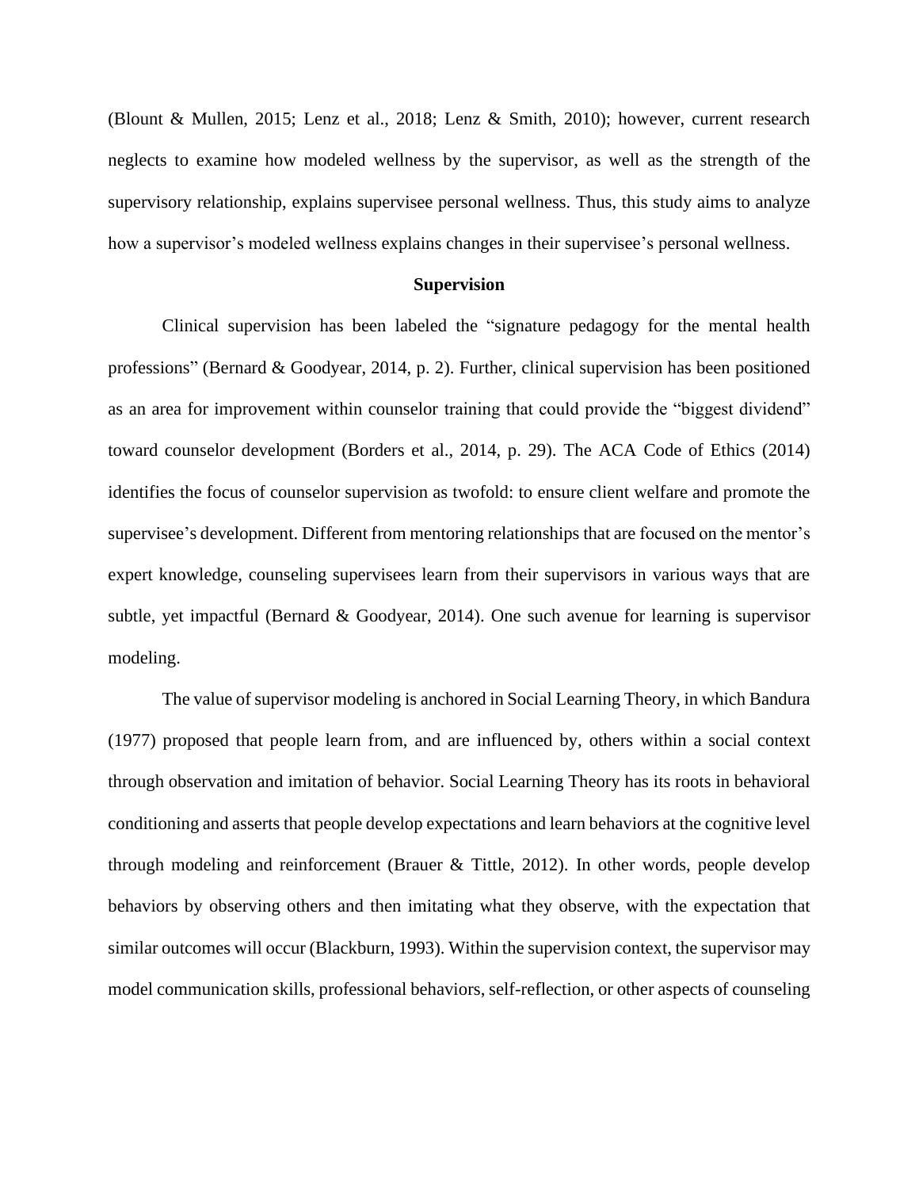(Blount & Mullen, 2015; Lenz et al., 2018; Lenz & Smith, 2010); however, current research neglects to examine how modeled wellness by the supervisor, as well as the strength of the supervisory relationship, explains supervisee personal wellness. Thus, this study aims to analyze how a supervisor's modeled wellness explains changes in their supervisee's personal wellness.

## Supervision

Clinical supervision has been labeled the "signature pedagogy for the mental health professions" (Bernard & Goodyear, 2014, p. 2). Further, clinical supervision has been positioned as an area for improvement within counselor training that could provide the "biggest dividend" toward counselor development (Borders et al., 2014, p. 29). The ACA Code of Ethics (2014) identifies the focus of counselor supervision as twofold: to ensure client welfare and promote the supervisee's development. Different from mentoring relationships that are focused on the mentor's expert knowledge, counseling supervisees learn from their supervisors in various ways that are subtle, yet impactful (Bernard & Goodyear, 2014). One such avenue for learning is supervisor modeling.

The value of supervisor modeling is anchored in Social Learning Theory, in which Bandura (1977) proposed that people learn from, and are influenced by, others within a social context through observation and imitation of behavior. Social Learning Theory has its roots in behavioral conditioning and asserts that people develop expectations and learn behaviors at the cognitive level through modeling and reinforcement (Brauer & Tittle, 2012). In other words, people develop behaviors by observing others and then imitating what they observe, with the expectation that similar outcomes will occur (Blackburn, 1993). Within the supervision context, the supervisor may model communication skills, professional behaviors, self-reflection, or other aspects of counseling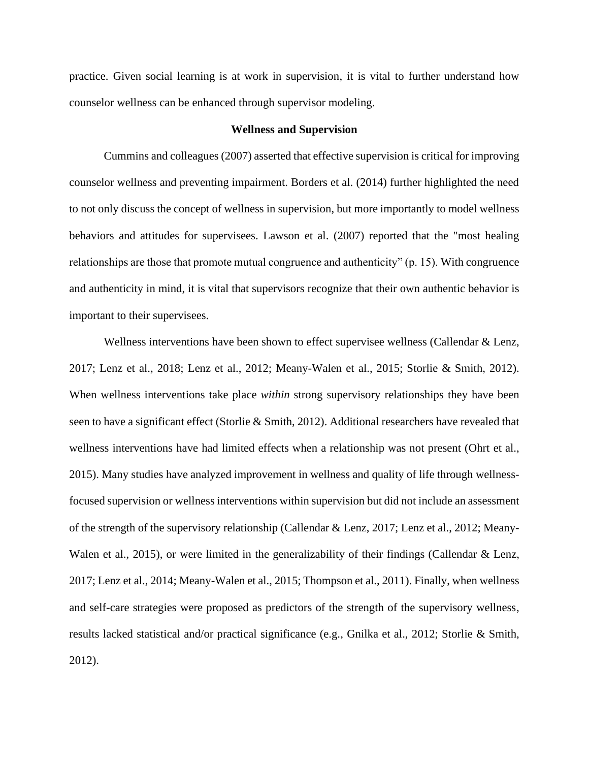practice. Given social learning is at work in supervision, it is vital to further understand how counselor wellness can be enhanced through supervisor modeling.

## Wellness and Supervision

Cummins and colleagues (2007) asserted that effective supervision is critical for improving counselor wellness and preventing impairment. Borders et al. (2014) further highlighted the need to not only discuss the concept of wellness in supervision, but more importantly to model wellness behaviors and attitudes for supervisees. Lawson et al. (2007) reported that the "most healing relationships are those that promote mutual congruence and authenticity" (p. 15). With congruence and authenticity in mind, it is vital that supervisors recognize that their own authentic behavior is important to their supervisees.

Wellness interventions have been shown to effect supervisee wellness (Callendar & Lenz, 2017; Lenz et al., 2018; Lenz et al., 2012; Meany-Walen et al., 2015; Storlie & Smith, 2012). When wellness interventions take place *within* strong supervisory relationships they have been seen to have a significant effect (Storlie & Smith, 2012). Additional researchers have revealed that wellness interventions have had limited effects when a relationship was not present (Ohrt et al., 2015). Many studies have analyzed improvement in wellness and quality of life through wellness-focused supervision or wellness interventions within supervision but did not include an assessment of the strength of the supervisory relationship (Callendar & Lenz, 2017; Lenz et al., 2012; Meany-Walen et al., 2015), or were limited in the generalizability of their findings (Callendar & Lenz, 2017; Lenz et al., 2014; Meany-Walen et al., 2015; Thompson et al., 2011). Finally, when wellness and self-care strategies were proposed as predictors of the strength of the supervisory wellness, results lacked statistical and/or practical significance (e.g., Gnilka et al., 2012; Storlie & Smith, 2012).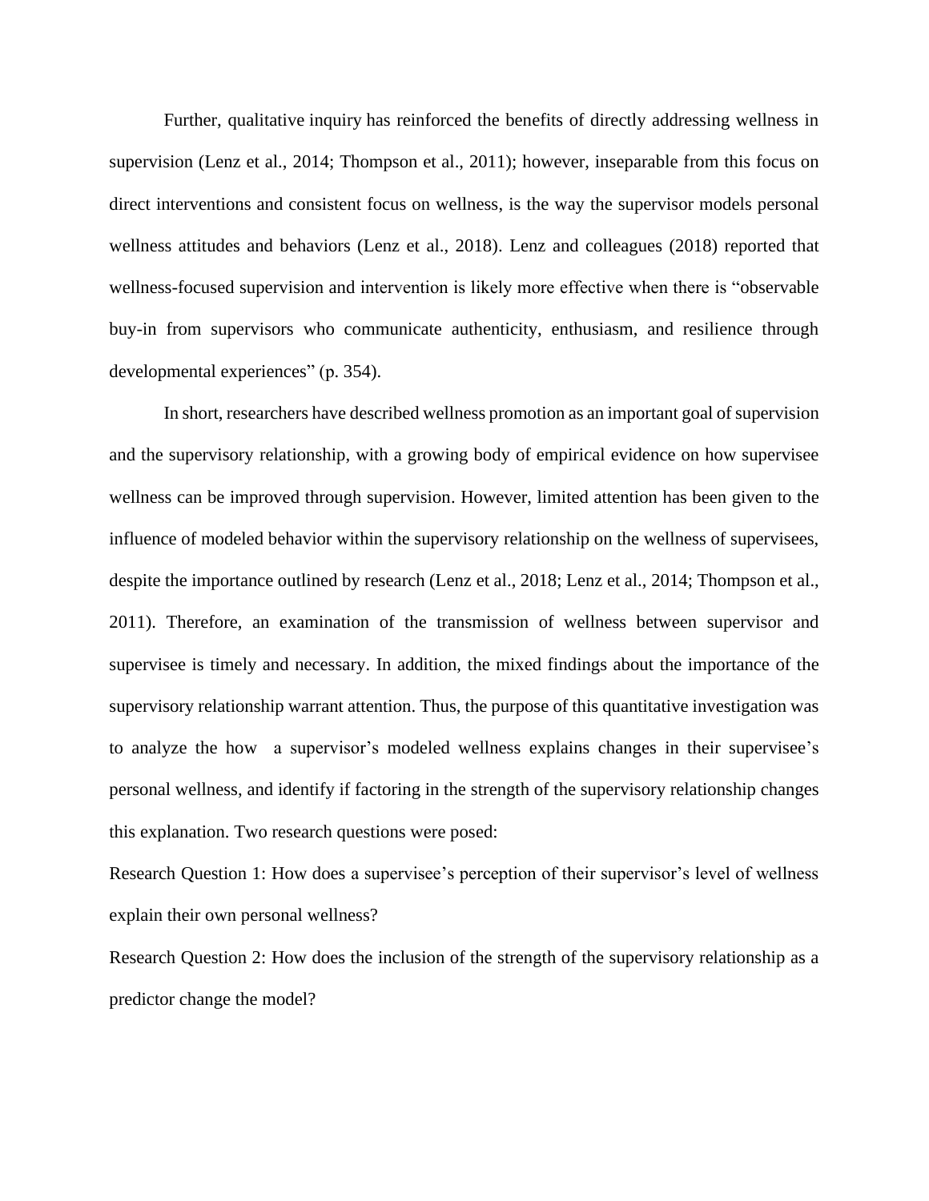Further, qualitative inquiry has reinforced the benefits of directly addressing wellness in supervision (Lenz et al., 2014; Thompson et al., 2011); however, inseparable from this focus on direct interventions and consistent focus on wellness, is the way the supervisor models personal wellness attitudes and behaviors (Lenz et al., 2018). Lenz and colleagues (2018) reported that wellness-focused supervision and intervention is likely more effective when there is "observable buy-in from supervisors who communicate authenticity, enthusiasm, and resilience through developmental experiences" (p. 354).

In short, researchers have described wellness promotion as an important goal of supervision and the supervisory relationship, with a growing body of empirical evidence on how supervisee wellness can be improved through supervision. However, limited attention has been given to the influence of modeled behavior within the supervisory relationship on the wellness of supervisees, despite the importance outlined by research (Lenz et al., 2018; Lenz et al., 2014; Thompson et al., 2011). Therefore, an examination of the transmission of wellness between supervisor and supervisee is timely and necessary. In addition, the mixed findings about the importance of the supervisory relationship warrant attention. Thus, the purpose of this quantitative investigation was to analyze the how a supervisor's modeled wellness explains changes in their supervisee's personal wellness, and identify if factoring in the strength of the supervisory relationship changes this explanation. Two research questions were posed:

Research Question 1: How does a supervisee's perception of their supervisor's level of wellness explain their own personal wellness?

Research Question 2: How does the inclusion of the strength of the supervisory relationship as a predictor change the model?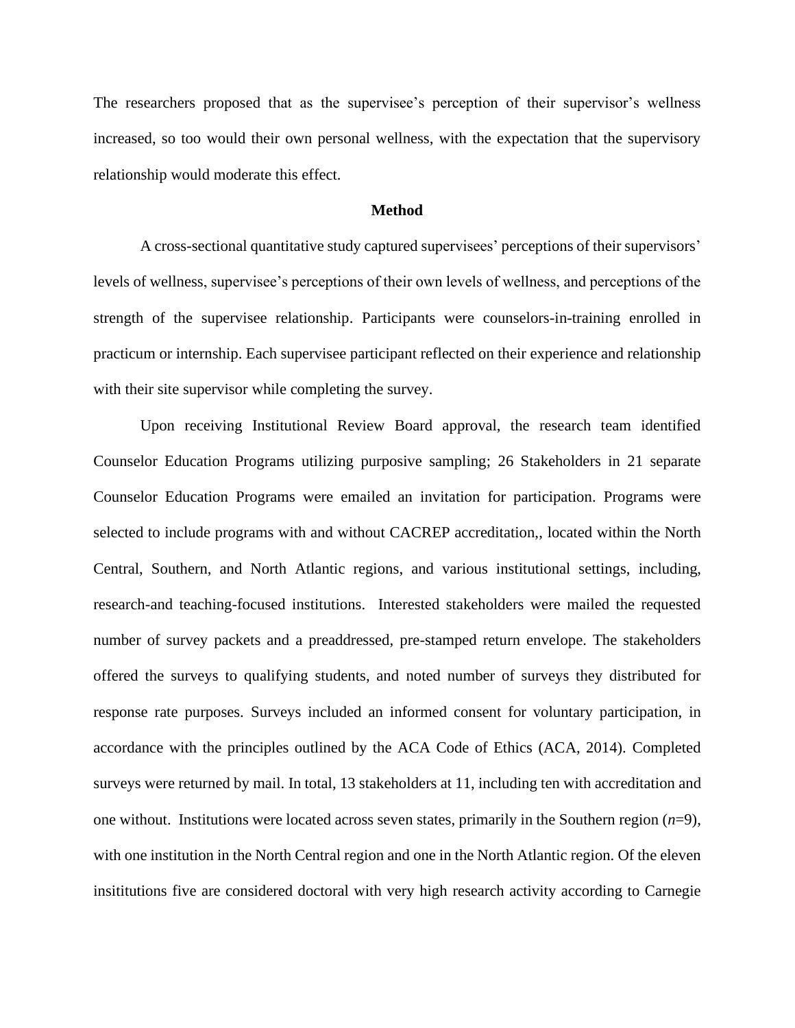The researchers proposed that as the supervisee's perception of their supervisor's wellness increased, so too would their own personal wellness, with the expectation that the supervisory relationship would moderate this effect.

## Method

A cross-sectional quantitative study captured supervisees' perceptions of their supervisors' levels of wellness, supervisee's perceptions of their own levels of wellness, and perceptions of the strength of the supervisee relationship. Participants were counselors-in-training enrolled in practicum or internship. Each supervisee participant reflected on their experience and relationship with their site supervisor while completing the survey.

Upon receiving Institutional Review Board approval, the research team identified Counselor Education Programs utilizing purposive sampling; 26 Stakeholders in 21 separate Counselor Education Programs were emailed an invitation for participation. Programs were selected to include programs with and without CACREP accreditation,, located within the North Central, Southern, and North Atlantic regions, and various institutional settings, including, research-and teaching-focused institutions. Interested stakeholders were mailed the requested number of survey packets and a preaddressed, pre-stamped return envelope. The stakeholders offered the surveys to qualifying students, and noted number of surveys they distributed for response rate purposes. Surveys included an informed consent for voluntary participation, in accordance with the principles outlined by the ACA Code of Ethics (ACA, 2014). Completed surveys were returned by mail. In total, 13 stakeholders at 11, including ten with accreditation and one without. Institutions were located across seven states, primarily in the Southern region (*n*=9), with one institution in the North Central region and one in the North Atlantic region. Of the eleven insititutions five are considered doctoral with very high research activity according to Carnegie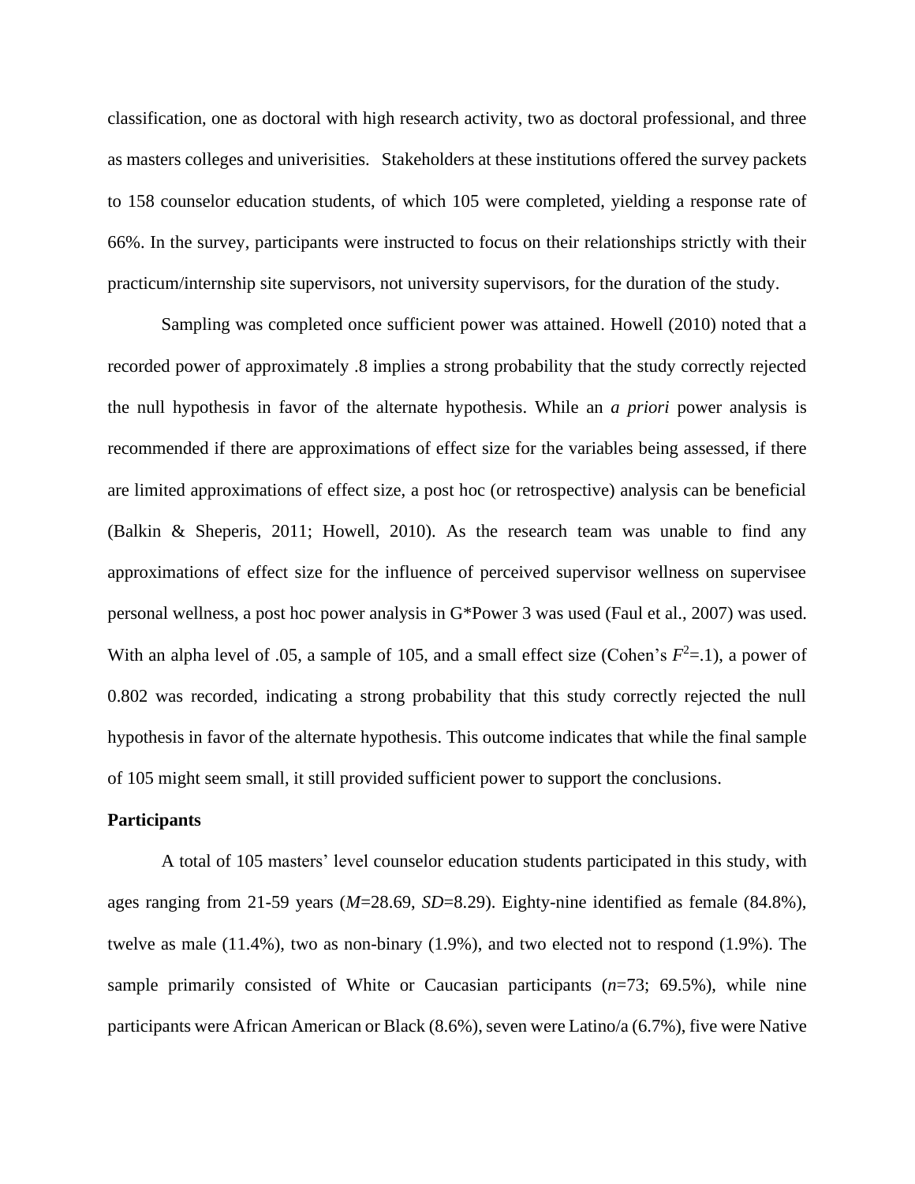classification, one as doctoral with high research activity, two as doctoral professional, and three as masters colleges and univerisities. Stakeholders at these institutions offered the survey packets to 158 counselor education students, of which 105 were completed, yielding a response rate of 66%. In the survey, participants were instructed to focus on their relationships strictly with their practicum/internship site supervisors, not university supervisors, for the duration of the study.

Sampling was completed once sufficient power was attained. Howell (2010) noted that a recorded power of approximately .8 implies a strong probability that the study correctly rejected the null hypothesis in favor of the alternate hypothesis. While an *a priori* power analysis is recommended if there are approximations of effect size for the variables being assessed, if there are limited approximations of effect size, a post hoc (or retrospective) analysis can be beneficial (Balkin & Sheperis, 2011; Howell, 2010). As the research team was unable to find any approximations of effect size for the influence of perceived supervisor wellness on supervisee personal wellness, a post hoc power analysis in G*Power 3 was used (Faul et al., 2007) was used. With an alpha level of .05, a sample of 105, and a small effect size (Cohen's $F^2$=.1), a power of 0.802 was recorded, indicating a strong probability that this study correctly rejected the null hypothesis in favor of the alternate hypothesis. This outcome indicates that while the final sample of 105 might seem small, it still provided sufficient power to support the conclusions.

**Participants**

A total of 105 masters' level counselor education students participated in this study, with ages ranging from 21-59 years (*M*=28.69, *SD*=8.29). Eighty-nine identified as female (84.8%), twelve as male (11.4%), two as non-binary (1.9%), and two elected not to respond (1.9%). The sample primarily consisted of White or Caucasian participants (*n*=73; 69.5%), while nine participants were African American or Black (8.6%), seven were Latino/a (6.7%), five were Native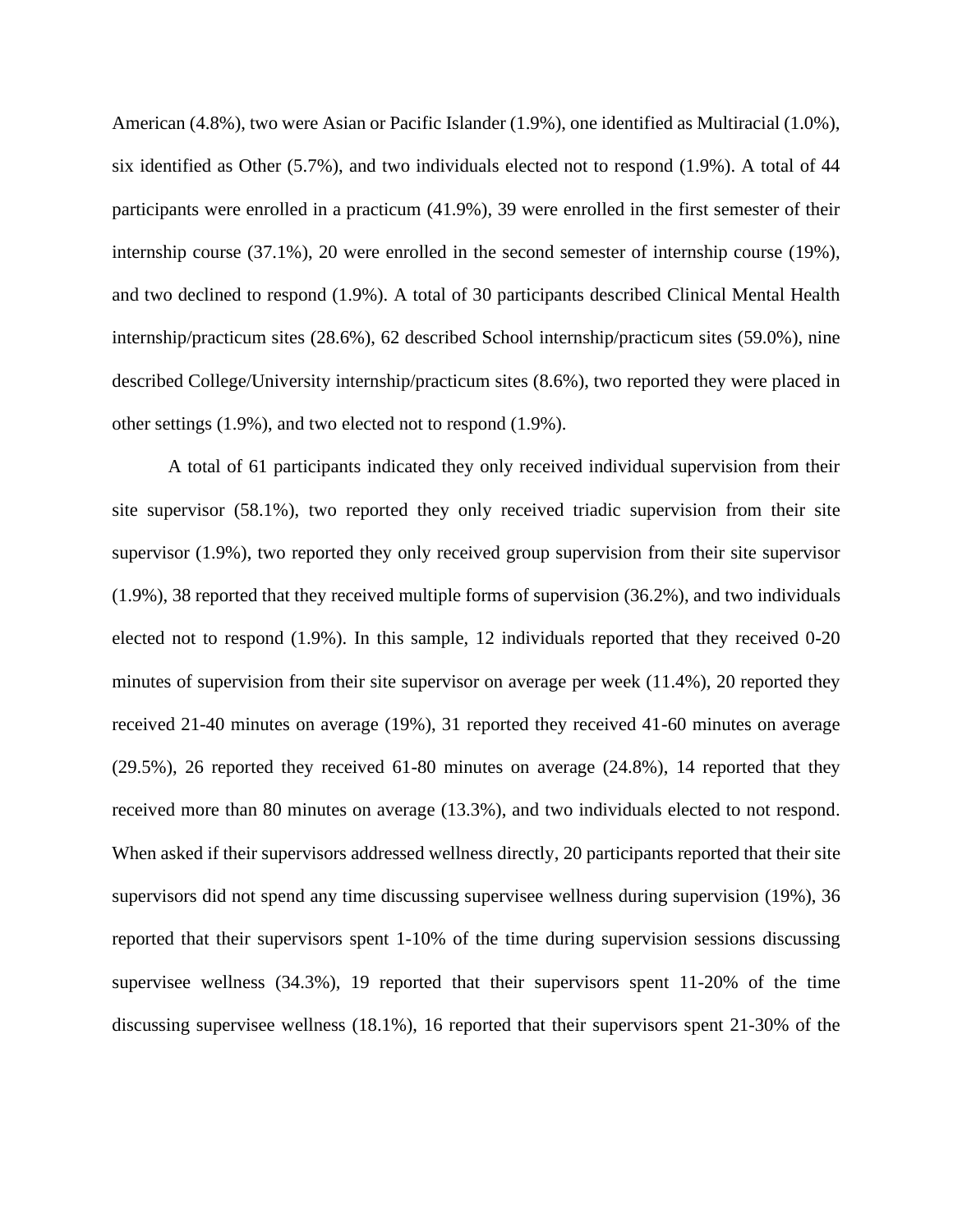American (4.8%), two were Asian or Pacific Islander (1.9%), one identified as Multiracial (1.0%), six identified as Other (5.7%), and two individuals elected not to respond (1.9%). A total of 44 participants were enrolled in a practicum (41.9%), 39 were enrolled in the first semester of their internship course (37.1%), 20 were enrolled in the second semester of internship course (19%), and two declined to respond (1.9%). A total of 30 participants described Clinical Mental Health internship/practicum sites (28.6%), 62 described School internship/practicum sites (59.0%), nine described College/University internship/practicum sites (8.6%), two reported they were placed in other settings (1.9%), and two elected not to respond (1.9%).

A total of 61 participants indicated they only received individual supervision from their site supervisor (58.1%), two reported they only received triadic supervision from their site supervisor (1.9%), two reported they only received group supervision from their site supervisor (1.9%), 38 reported that they received multiple forms of supervision (36.2%), and two individuals elected not to respond (1.9%). In this sample, 12 individuals reported that they received 0-20 minutes of supervision from their site supervisor on average per week (11.4%), 20 reported they received 21-40 minutes on average (19%), 31 reported they received 41-60 minutes on average (29.5%), 26 reported they received 61-80 minutes on average (24.8%), 14 reported that they received more than 80 minutes on average (13.3%), and two individuals elected to not respond. When asked if their supervisors addressed wellness directly, 20 participants reported that their site supervisors did not spend any time discussing supervisee wellness during supervision (19%), 36 reported that their supervisors spent 1-10% of the time during supervision sessions discussing supervisee wellness (34.3%), 19 reported that their supervisors spent 11-20% of the time discussing supervisee wellness (18.1%), 16 reported that their supervisors spent 21-30% of the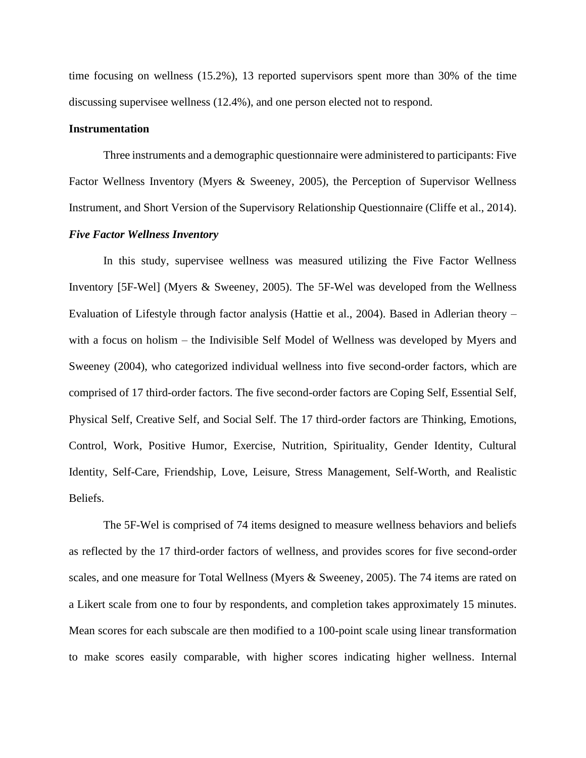time focusing on wellness (15.2%), 13 reported supervisors spent more than 30% of the time discussing supervisee wellness (12.4%), and one person elected not to respond.

## Instrumentation

Three instruments and a demographic questionnaire were administered to participants: Five Factor Wellness Inventory (Myers & Sweeney, 2005), the Perception of Supervisor Wellness Instrument, and Short Version of the Supervisory Relationship Questionnaire (Cliffe et al., 2014).

### *Five Factor Wellness Inventory*

In this study, supervisee wellness was measured utilizing the Five Factor Wellness Inventory [5F-Wel] (Myers & Sweeney, 2005). The 5F-Wel was developed from the Wellness Evaluation of Lifestyle through factor analysis (Hattie et al., 2004). Based in Adlerian theory – with a focus on holism – the Indivisible Self Model of Wellness was developed by Myers and Sweeney (2004), who categorized individual wellness into five second-order factors, which are comprised of 17 third-order factors. The five second-order factors are Coping Self, Essential Self, Physical Self, Creative Self, and Social Self. The 17 third-order factors are Thinking, Emotions, Control, Work, Positive Humor, Exercise, Nutrition, Spirituality, Gender Identity, Cultural Identity, Self-Care, Friendship, Love, Leisure, Stress Management, Self-Worth, and Realistic Beliefs.

The 5F-Wel is comprised of 74 items designed to measure wellness behaviors and beliefs as reflected by the 17 third-order factors of wellness, and provides scores for five second-order scales, and one measure for Total Wellness (Myers & Sweeney, 2005). The 74 items are rated on a Likert scale from one to four by respondents, and completion takes approximately 15 minutes. Mean scores for each subscale are then modified to a 100-point scale using linear transformation to make scores easily comparable, with higher scores indicating higher wellness. Internal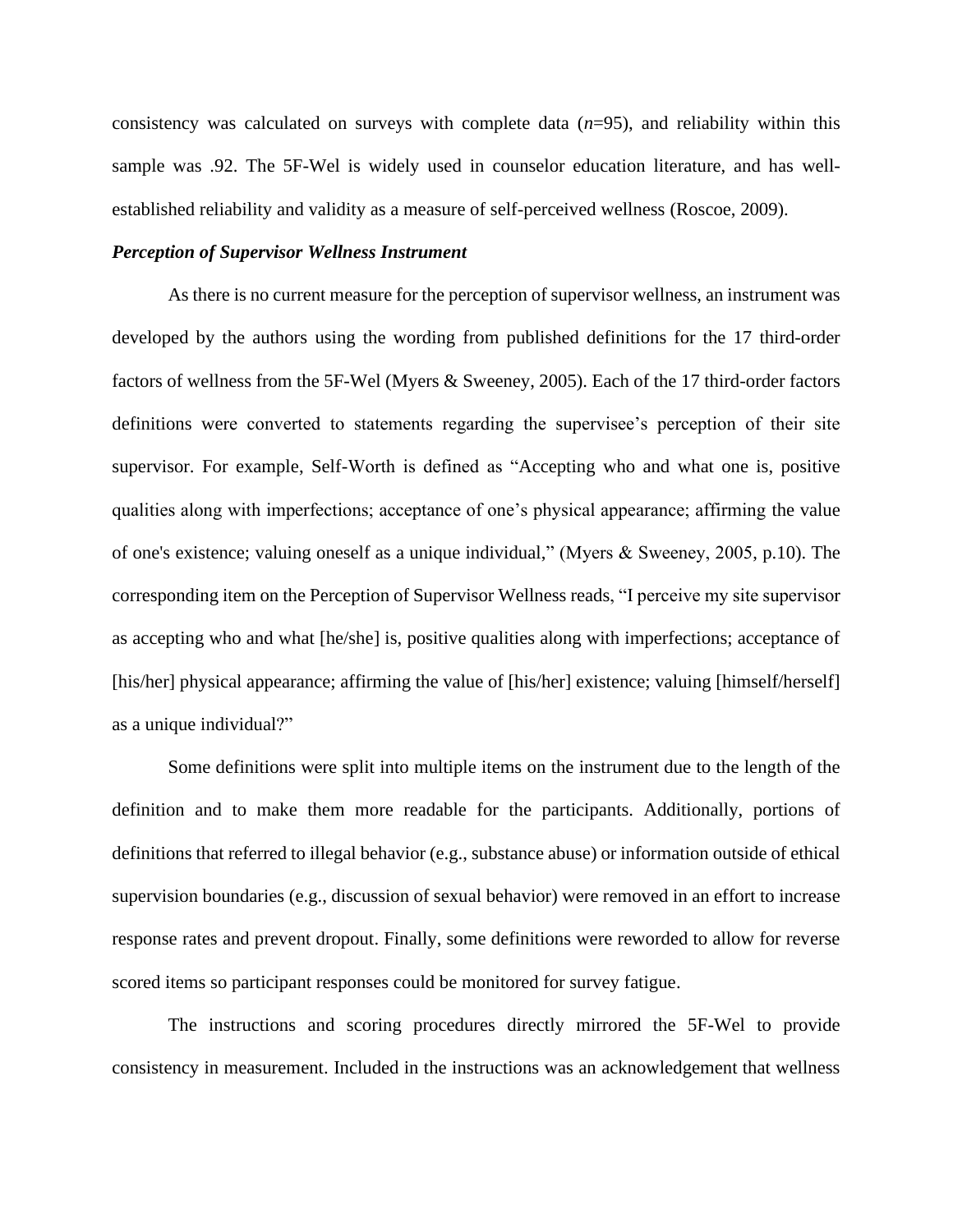consistency was calculated on surveys with complete data (*n*=95), and reliability within this sample was .92. The 5F-Wel is widely used in counselor education literature, and has well-established reliability and validity as a measure of self-perceived wellness (Roscoe, 2009).

### *Perception of Supervisor Wellness Instrument*

As there is no current measure for the perception of supervisor wellness, an instrument was developed by the authors using the wording from published definitions for the 17 third-order factors of wellness from the 5F-Wel (Myers & Sweeney, 2005). Each of the 17 third-order factors definitions were converted to statements regarding the supervisee's perception of their site supervisor. For example, Self-Worth is defined as "Accepting who and what one is, positive qualities along with imperfections; acceptance of one's physical appearance; affirming the value of one's existence; valuing oneself as a unique individual," (Myers & Sweeney, 2005, p.10). The corresponding item on the Perception of Supervisor Wellness reads, "I perceive my site supervisor as accepting who and what [he/she] is, positive qualities along with imperfections; acceptance of [his/her] physical appearance; affirming the value of [his/her] existence; valuing [himself/herself] as a unique individual?"

Some definitions were split into multiple items on the instrument due to the length of the definition and to make them more readable for the participants. Additionally, portions of definitions that referred to illegal behavior (e.g., substance abuse) or information outside of ethical supervision boundaries (e.g., discussion of sexual behavior) were removed in an effort to increase response rates and prevent dropout. Finally, some definitions were reworded to allow for reverse scored items so participant responses could be monitored for survey fatigue.

The instructions and scoring procedures directly mirrored the 5F-Wel to provide consistency in measurement. Included in the instructions was an acknowledgement that wellness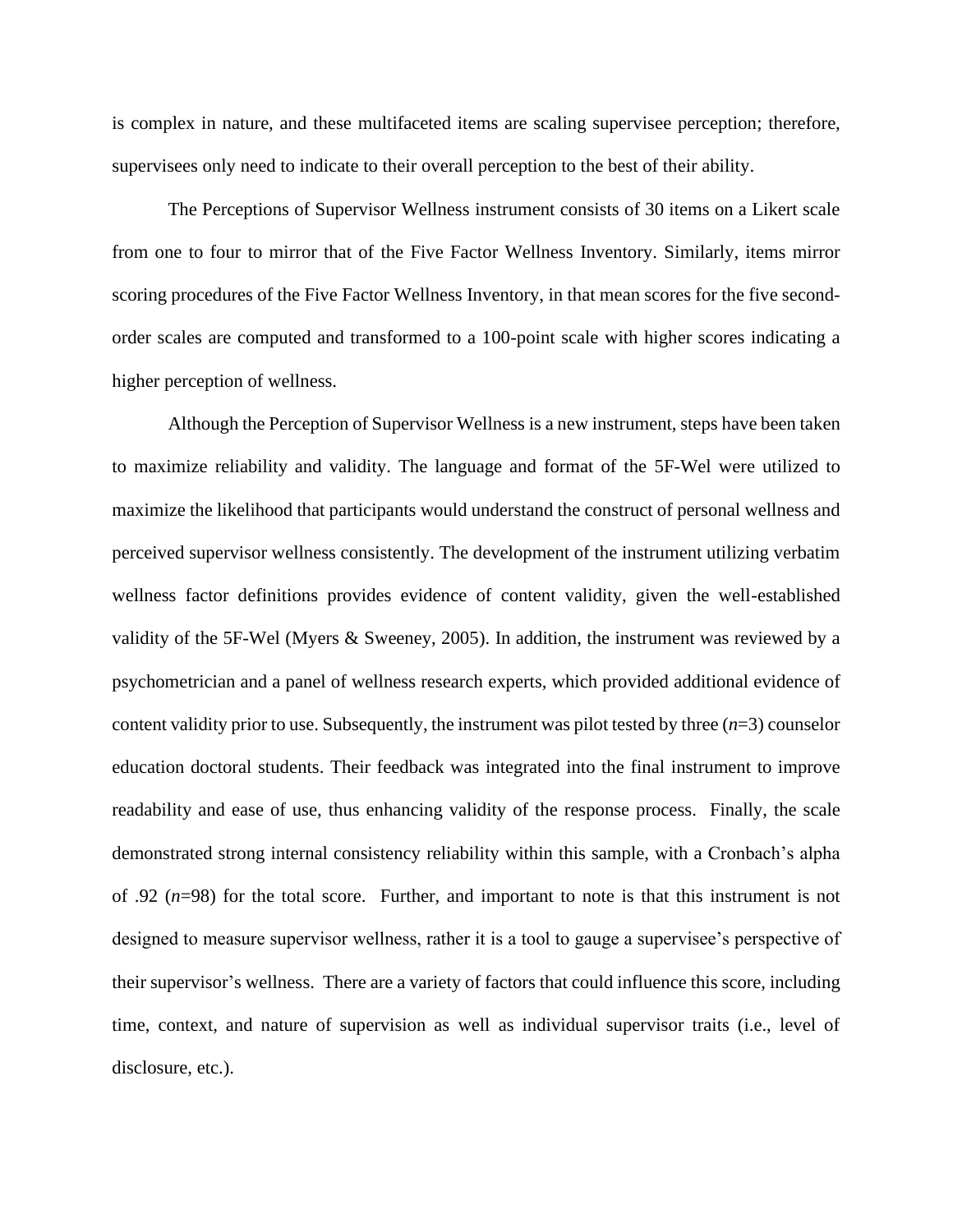is complex in nature, and these multifaceted items are scaling supervisee perception; therefore, supervisees only need to indicate to their overall perception to the best of their ability.

The Perceptions of Supervisor Wellness instrument consists of 30 items on a Likert scale from one to four to mirror that of the Five Factor Wellness Inventory. Similarly, items mirror scoring procedures of the Five Factor Wellness Inventory, in that mean scores for the five second-order scales are computed and transformed to a 100-point scale with higher scores indicating a higher perception of wellness.

Although the Perception of Supervisor Wellness is a new instrument, steps have been taken to maximize reliability and validity. The language and format of the 5F-Wel were utilized to maximize the likelihood that participants would understand the construct of personal wellness and perceived supervisor wellness consistently. The development of the instrument utilizing verbatim wellness factor definitions provides evidence of content validity, given the well-established validity of the 5F-Wel (Myers & Sweeney, 2005). In addition, the instrument was reviewed by a psychometrician and a panel of wellness research experts, which provided additional evidence of content validity prior to use. Subsequently, the instrument was pilot tested by three ($n$=3) counselor education doctoral students. Their feedback was integrated into the final instrument to improve readability and ease of use, thus enhancing validity of the response process. Finally, the scale demonstrated strong internal consistency reliability within this sample, with a Cronbach's alpha of .92 ($n$=98) for the total score. Further, and important to note is that this instrument is not designed to measure supervisor wellness, rather it is a tool to gauge a supervisee's perspective of their supervisor's wellness. There are a variety of factors that could influence this score, including time, context, and nature of supervision as well as individual supervisor traits (i.e., level of disclosure, etc.).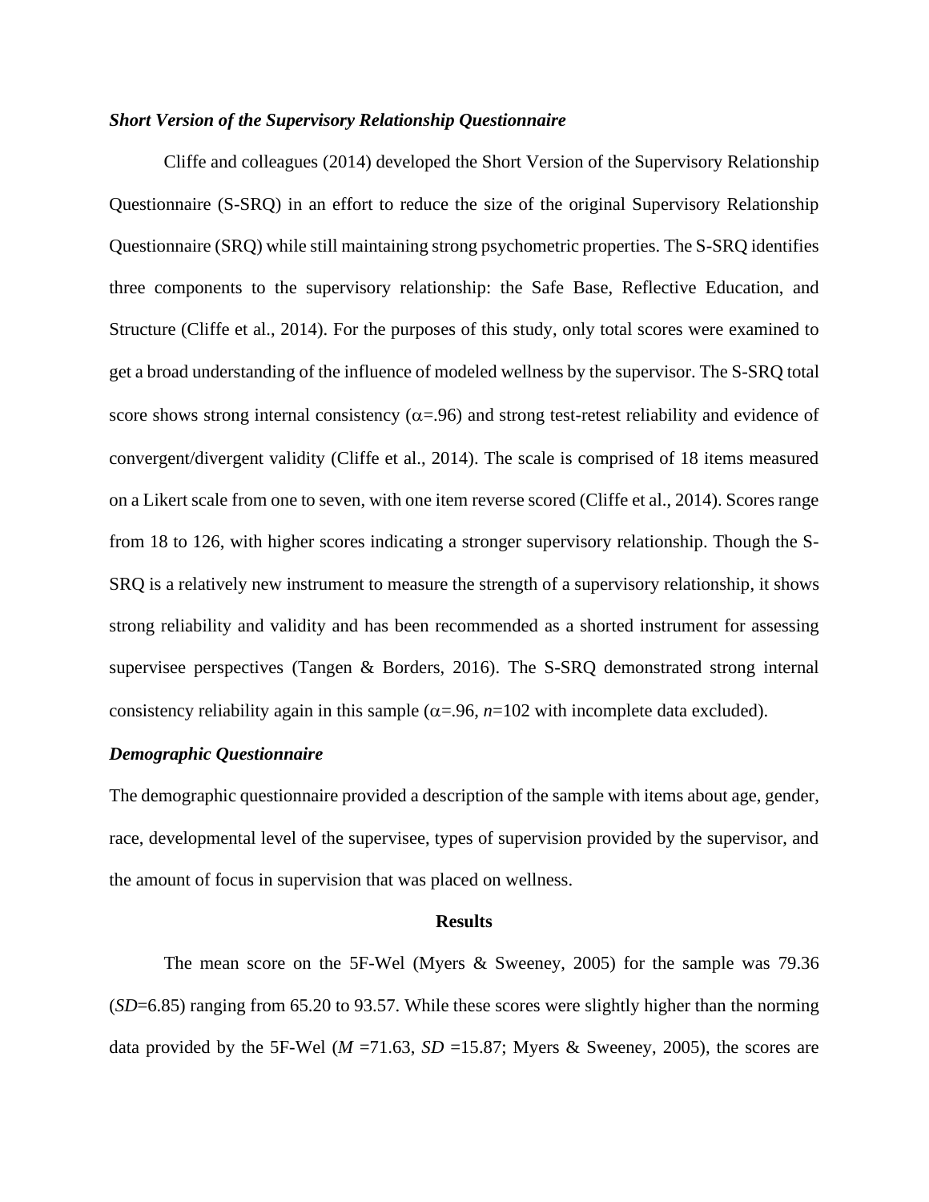### *Short Version of the Supervisory Relationship Questionnaire*

Cliffe and colleagues (2014) developed the Short Version of the Supervisory Relationship Questionnaire (S-SRQ) in an effort to reduce the size of the original Supervisory Relationship Questionnaire (SRQ) while still maintaining strong psychometric properties. The S-SRQ identifies three components to the supervisory relationship: the Safe Base, Reflective Education, and Structure (Cliffe et al., 2014). For the purposes of this study, only total scores were examined to get a broad understanding of the influence of modeled wellness by the supervisor. The S-SRQ total score shows strong internal consistency ($\alpha$=.96) and strong test-retest reliability and evidence of convergent/divergent validity (Cliffe et al., 2014). The scale is comprised of 18 items measured on a Likert scale from one to seven, with one item reverse scored (Cliffe et al., 2014). Scores range from 18 to 126, with higher scores indicating a stronger supervisory relationship. Though the S-SRQ is a relatively new instrument to measure the strength of a supervisory relationship, it shows strong reliability and validity and has been recommended as a shorted instrument for assessing supervisee perspectives (Tangen & Borders, 2016). The S-SRQ demonstrated strong internal consistency reliability again in this sample ($\alpha$=.96, *n*=102 with incomplete data excluded).

### *Demographic Questionnaire*

The demographic questionnaire provided a description of the sample with items about age, gender, race, developmental level of the supervisee, types of supervision provided by the supervisor, and the amount of focus in supervision that was placed on wellness.

## Results

The mean score on the 5F-Wel (Myers & Sweeney, 2005) for the sample was 79.36 (*SD*=6.85) ranging from 65.20 to 93.57. While these scores were slightly higher than the norming data provided by the 5F-Wel (*M* =71.63, *SD* =15.87; Myers & Sweeney, 2005), the scores are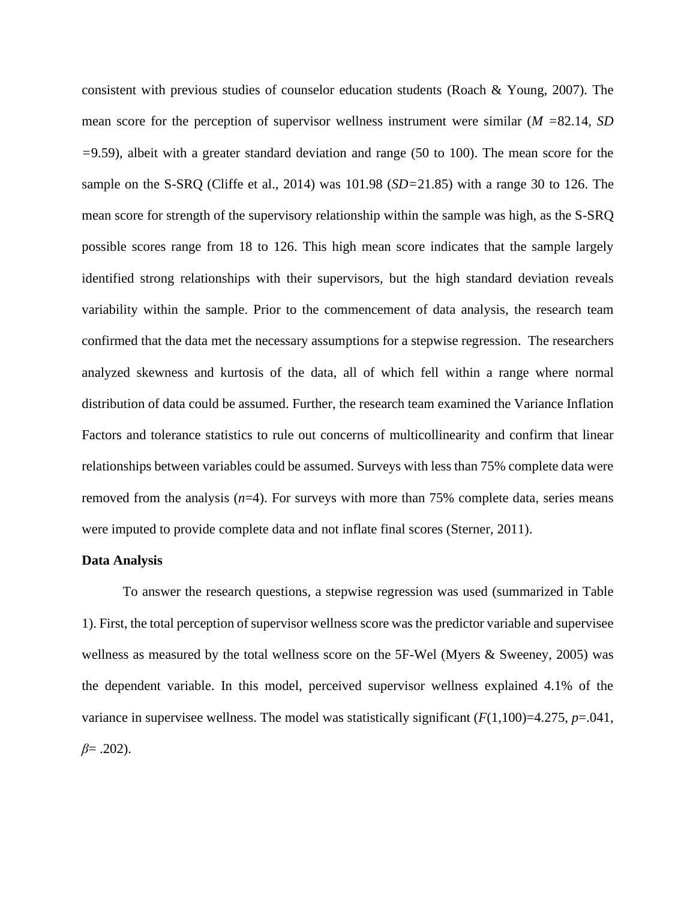consistent with previous studies of counselor education students (Roach & Young, 2007). The mean score for the perception of supervisor wellness instrument were similar ($M$ =82.14, $SD$ =9.59), albeit with a greater standard deviation and range (50 to 100). The mean score for the sample on the S-SRQ (Cliffe et al., 2014) was 101.98 ($SD$=21.85) with a range 30 to 126. The mean score for strength of the supervisory relationship within the sample was high, as the S-SRQ possible scores range from 18 to 126. This high mean score indicates that the sample largely identified strong relationships with their supervisors, but the high standard deviation reveals variability within the sample. Prior to the commencement of data analysis, the research team confirmed that the data met the necessary assumptions for a stepwise regression. The researchers analyzed skewness and kurtosis of the data, all of which fell within a range where normal distribution of data could be assumed. Further, the research team examined the Variance Inflation Factors and tolerance statistics to rule out concerns of multicollinearity and confirm that linear relationships between variables could be assumed. Surveys with less than 75% complete data were removed from the analysis ($n$=4). For surveys with more than 75% complete data, series means were imputed to provide complete data and not inflate final scores (Sterner, 2011).

**Data Analysis**

To answer the research questions, a stepwise regression was used (summarized in Table 1). First, the total perception of supervisor wellness score was the predictor variable and supervisee wellness as measured by the total wellness score on the 5F-Wel (Myers & Sweeney, 2005) was the dependent variable. In this model, perceived supervisor wellness explained 4.1% of the variance in supervisee wellness. The model was statistically significant ($F$(1,100)=4.275, $p$=.041, $\beta$= .202).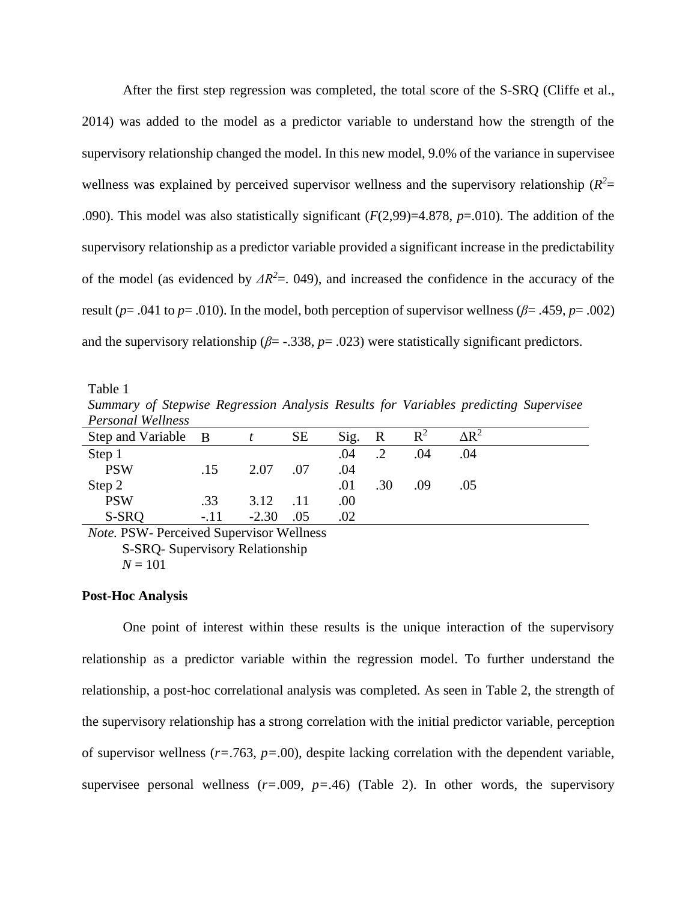After the first step regression was completed, the total score of the S-SRQ (Cliffe et al., 2014) was added to the model as a predictor variable to understand how the strength of the supervisory relationship changed the model. In this new model, 9.0% of the variance in supervisee wellness was explained by perceived supervisor wellness and the supervisory relationship ($R^2$= .090). This model was also statistically significant ($F(2,99)$=4.878, $p$=.010). The addition of the supervisory relationship as a predictor variable provided a significant increase in the predictability of the model (as evidenced by $\Delta R^2$=. 049), and increased the confidence in the accuracy of the result ($p$= .041 to $p$= .010). In the model, both perception of supervisor wellness ($\beta$= .459, $p$= .002) and the supervisory relationship ($\beta$= -.338, $p$= .023) were statistically significant predictors.

Table 1

*Summary of Stepwise Regression Analysis Results for Variables predicting Supervisee Personal Wellness*

| Step and Variable | B | *t* | SE | Sig. | R | $R^2$ | $\Delta R^2$ |
|---|---|---|---|---|---|---|---|
| Step 1 | | | | .04 | .2 | .04 | .04 |
| PSW | .15 | 2.07 | .07 | .04 | | | |
| Step 2 | | | | .01 | .30 | .09 | .05 |
| PSW | .33 | 3.12 | .11 | .00 | | | |
| S-SRQ | -.11 | -2.30 | .05 | .02 | | | |

*Note.* PSW- Perceived Supervisor Wellness
S-SRQ- Supervisory Relationship
$N$ = 101

**Post-Hoc Analysis**

One point of interest within these results is the unique interaction of the supervisory relationship as a predictor variable within the regression model. To further understand the relationship, a post-hoc correlational analysis was completed. As seen in Table 2, the strength of the supervisory relationship has a strong correlation with the initial predictor variable, perception of supervisor wellness ($r$=.763, $p$=.00), despite lacking correlation with the dependent variable, supervisee personal wellness ($r$=.009, $p$=.46) (Table 2). In other words, the supervisory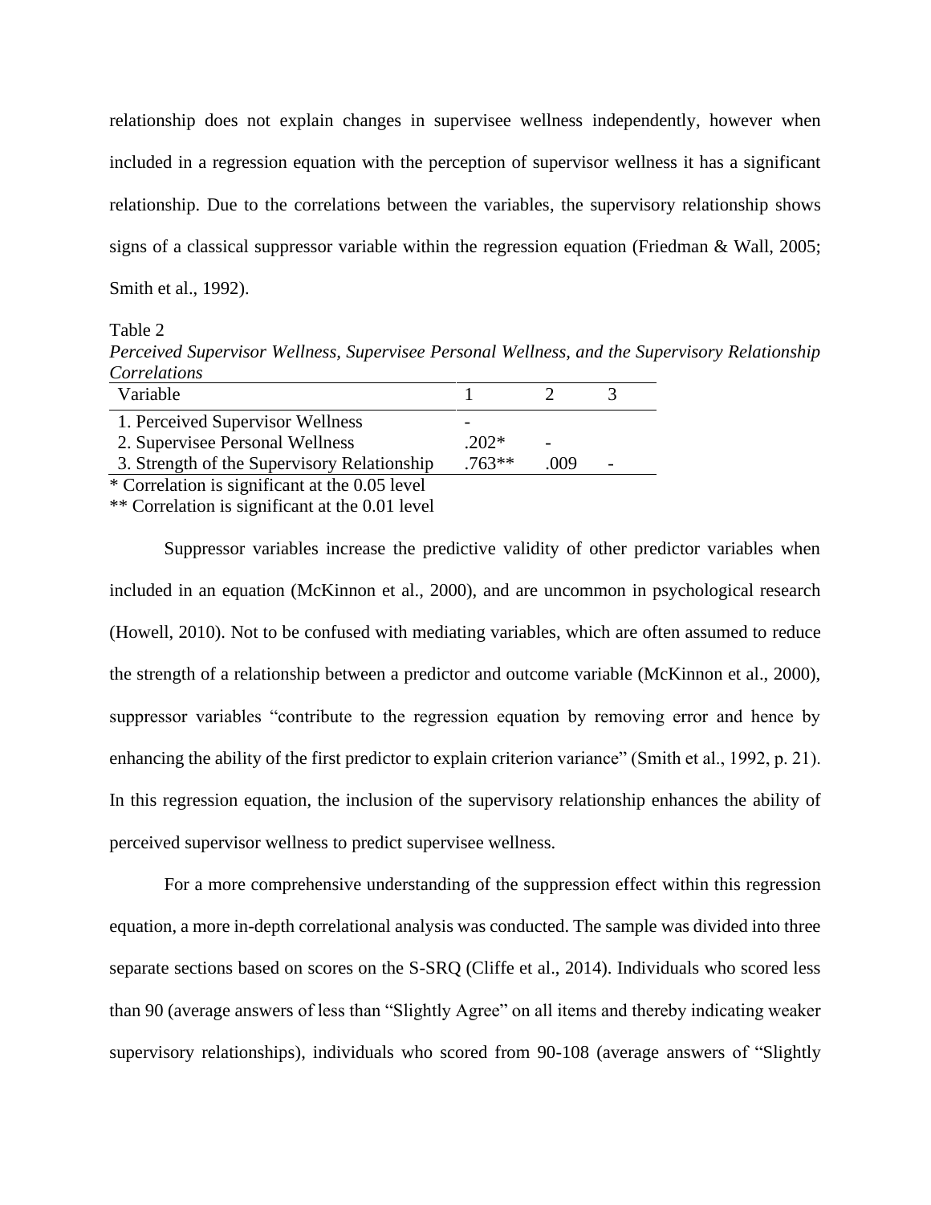relationship does not explain changes in supervisee wellness independently, however when included in a regression equation with the perception of supervisor wellness it has a significant relationship. Due to the correlations between the variables, the supervisory relationship shows signs of a classical suppressor variable within the regression equation (Friedman & Wall, 2005; Smith et al., 1992).

Table 2

*Perceived Supervisor Wellness, Supervisee Personal Wellness, and the Supervisory Relationship Correlations*

| Variable | 1 | 2 | 3 |
|---|---|---|---|
| 1. Perceived Supervisor Wellness | - | | |
| 2. Supervisee Personal Wellness | .202* | - | |
| 3. Strength of the Supervisory Relationship | .763** | .009 | - |

* Correlation is significant at the 0.05 level

** Correlation is significant at the 0.01 level

Suppressor variables increase the predictive validity of other predictor variables when included in an equation (McKinnon et al., 2000), and are uncommon in psychological research (Howell, 2010). Not to be confused with mediating variables, which are often assumed to reduce the strength of a relationship between a predictor and outcome variable (McKinnon et al., 2000), suppressor variables "contribute to the regression equation by removing error and hence by enhancing the ability of the first predictor to explain criterion variance" (Smith et al., 1992, p. 21). In this regression equation, the inclusion of the supervisory relationship enhances the ability of perceived supervisor wellness to predict supervisee wellness.

For a more comprehensive understanding of the suppression effect within this regression equation, a more in-depth correlational analysis was conducted. The sample was divided into three separate sections based on scores on the S-SRQ (Cliffe et al., 2014). Individuals who scored less than 90 (average answers of less than "Slightly Agree" on all items and thereby indicating weaker supervisory relationships), individuals who scored from 90-108 (average answers of "Slightly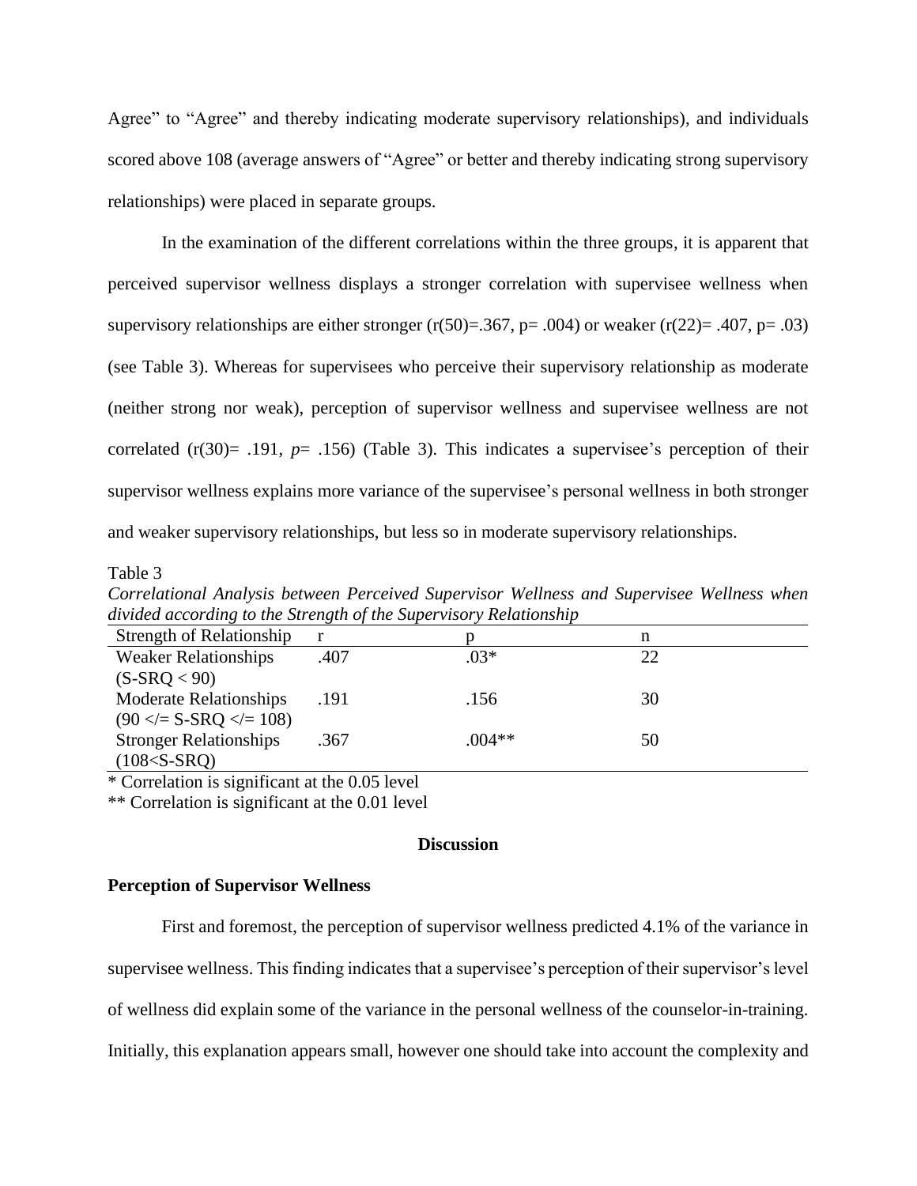Agree" to "Agree" and thereby indicating moderate supervisory relationships), and individuals scored above 108 (average answers of "Agree" or better and thereby indicating strong supervisory relationships) were placed in separate groups.

In the examination of the different correlations within the three groups, it is apparent that perceived supervisor wellness displays a stronger correlation with supervisee wellness when supervisory relationships are either stronger ($r(50)=.367$, $p= .004$) or weaker ($r(22)= .407$, $p= .03$) (see Table 3). Whereas for supervisees who perceive their supervisory relationship as moderate (neither strong nor weak), perception of supervisor wellness and supervisee wellness are not correlated ($r(30)= .191$, $p= .156$) (Table 3). This indicates a supervisee's perception of their supervisor wellness explains more variance of the supervisee's personal wellness in both stronger and weaker supervisory relationships, but less so in moderate supervisory relationships.

Table 3

*Correlational Analysis between Perceived Supervisor Wellness and Supervisee Wellness when divided according to the Strength of the Supervisory Relationship*

| Strength of Relationship | r | p | n |
|---|---|---|---|
| Weaker Relationships (S-SRQ < 90) | .407 | .03* | 22 |
| Moderate Relationships (90 </= S-SRQ </= 108) | .191 | .156 | 30 |
| Stronger Relationships (108<S-SRQ) | .367 | .004** | 50 |

\* Correlation is significant at the 0.05 level

\** Correlation is significant at the 0.01 level

## Discussion

### Perception of Supervisor Wellness

First and foremost, the perception of supervisor wellness predicted 4.1% of the variance in supervisee wellness. This finding indicates that a supervisee's perception of their supervisor's level of wellness did explain some of the variance in the personal wellness of the counselor-in-training. Initially, this explanation appears small, however one should take into account the complexity and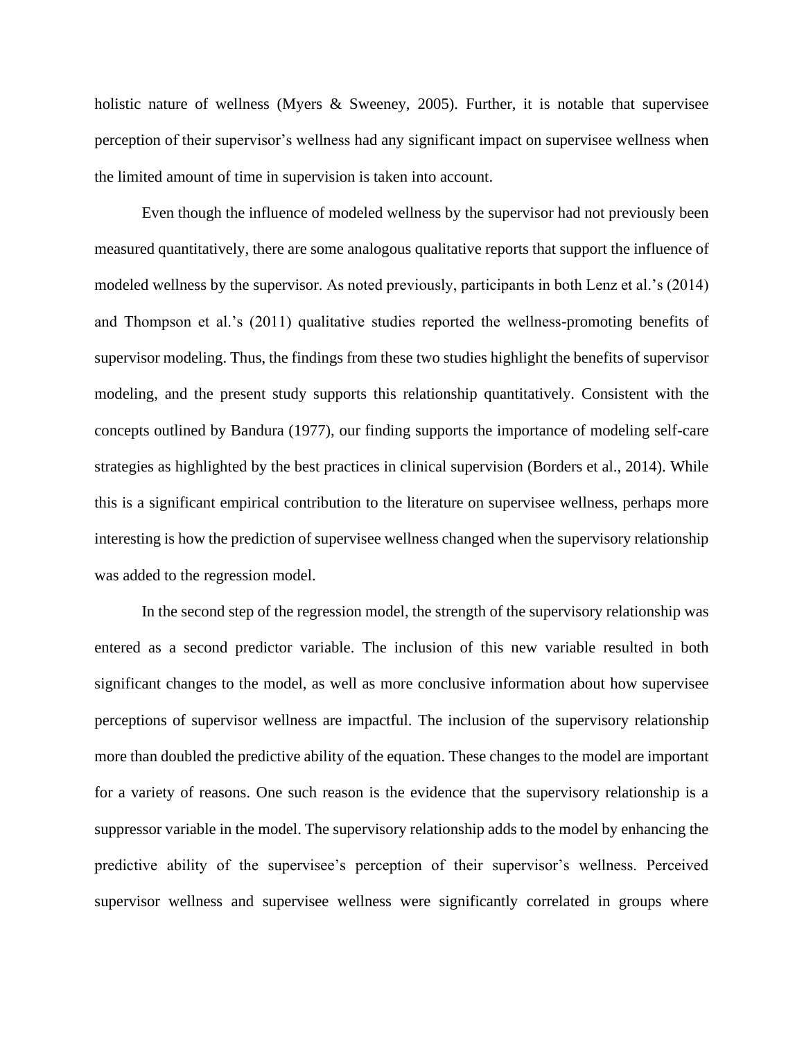holistic nature of wellness (Myers & Sweeney, 2005). Further, it is notable that supervisee perception of their supervisor's wellness had any significant impact on supervisee wellness when the limited amount of time in supervision is taken into account.

Even though the influence of modeled wellness by the supervisor had not previously been measured quantitatively, there are some analogous qualitative reports that support the influence of modeled wellness by the supervisor. As noted previously, participants in both Lenz et al.'s (2014) and Thompson et al.'s (2011) qualitative studies reported the wellness-promoting benefits of supervisor modeling. Thus, the findings from these two studies highlight the benefits of supervisor modeling, and the present study supports this relationship quantitatively. Consistent with the concepts outlined by Bandura (1977), our finding supports the importance of modeling self-care strategies as highlighted by the best practices in clinical supervision (Borders et al., 2014). While this is a significant empirical contribution to the literature on supervisee wellness, perhaps more interesting is how the prediction of supervisee wellness changed when the supervisory relationship was added to the regression model.

In the second step of the regression model, the strength of the supervisory relationship was entered as a second predictor variable. The inclusion of this new variable resulted in both significant changes to the model, as well as more conclusive information about how supervisee perceptions of supervisor wellness are impactful. The inclusion of the supervisory relationship more than doubled the predictive ability of the equation. These changes to the model are important for a variety of reasons. One such reason is the evidence that the supervisory relationship is a suppressor variable in the model. The supervisory relationship adds to the model by enhancing the predictive ability of the supervisee's perception of their supervisor's wellness. Perceived supervisor wellness and supervisee wellness were significantly correlated in groups where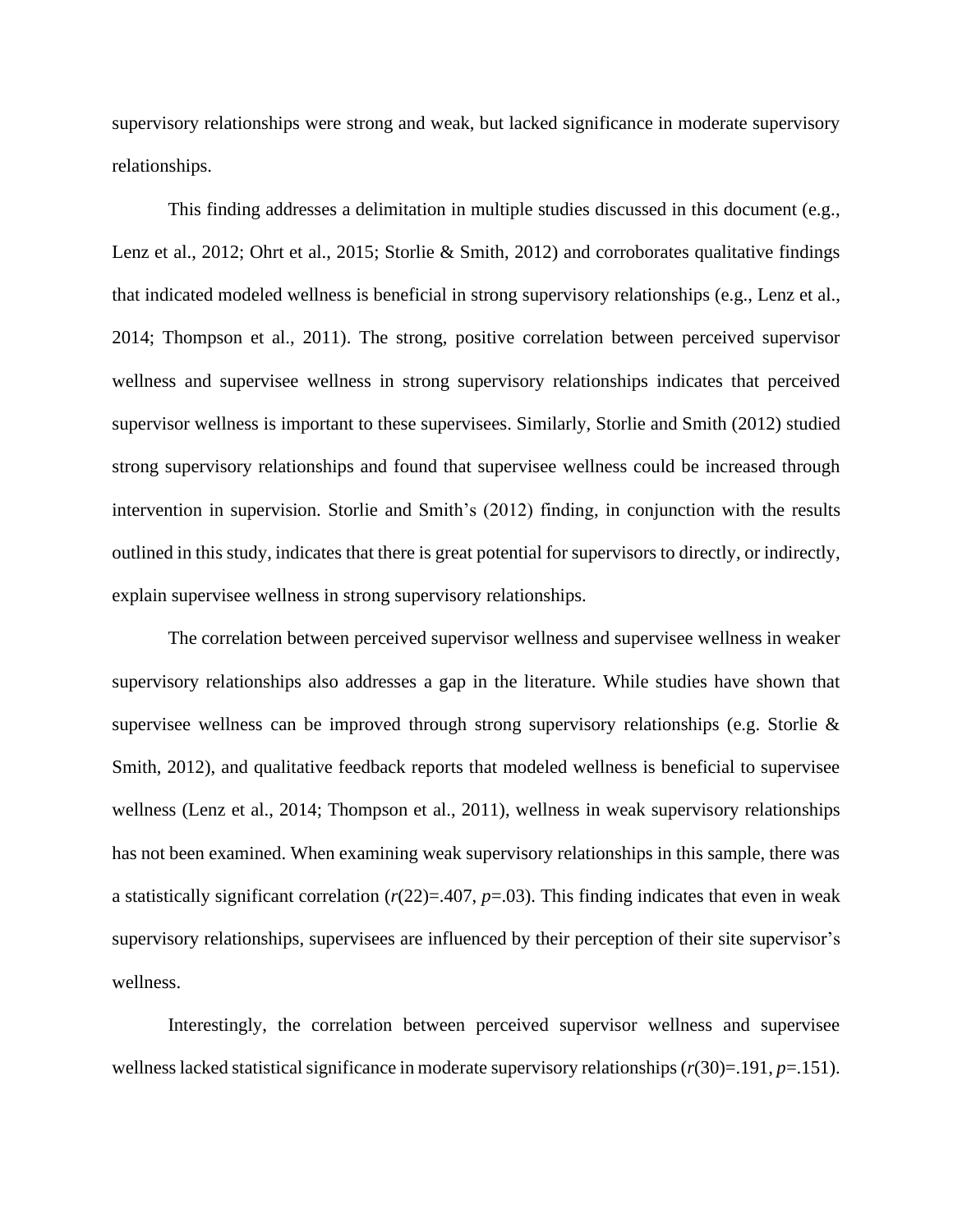supervisory relationships were strong and weak, but lacked significance in moderate supervisory relationships.

This finding addresses a delimitation in multiple studies discussed in this document (e.g., Lenz et al., 2012; Ohrt et al., 2015; Storlie & Smith, 2012) and corroborates qualitative findings that indicated modeled wellness is beneficial in strong supervisory relationships (e.g., Lenz et al., 2014; Thompson et al., 2011). The strong, positive correlation between perceived supervisor wellness and supervisee wellness in strong supervisory relationships indicates that perceived supervisor wellness is important to these supervisees. Similarly, Storlie and Smith (2012) studied strong supervisory relationships and found that supervisee wellness could be increased through intervention in supervision. Storlie and Smith's (2012) finding, in conjunction with the results outlined in this study, indicates that there is great potential for supervisors to directly, or indirectly, explain supervisee wellness in strong supervisory relationships.

The correlation between perceived supervisor wellness and supervisee wellness in weaker supervisory relationships also addresses a gap in the literature. While studies have shown that supervisee wellness can be improved through strong supervisory relationships (e.g. Storlie & Smith, 2012), and qualitative feedback reports that modeled wellness is beneficial to supervisee wellness (Lenz et al., 2014; Thompson et al., 2011), wellness in weak supervisory relationships has not been examined. When examining weak supervisory relationships in this sample, there was a statistically significant correlation ($r(22)=.407$, $p=.03$). This finding indicates that even in weak supervisory relationships, supervisees are influenced by their perception of their site supervisor's wellness.

Interestingly, the correlation between perceived supervisor wellness and supervisee wellness lacked statistical significance in moderate supervisory relationships ($r(30)=.191$, $p=.151$).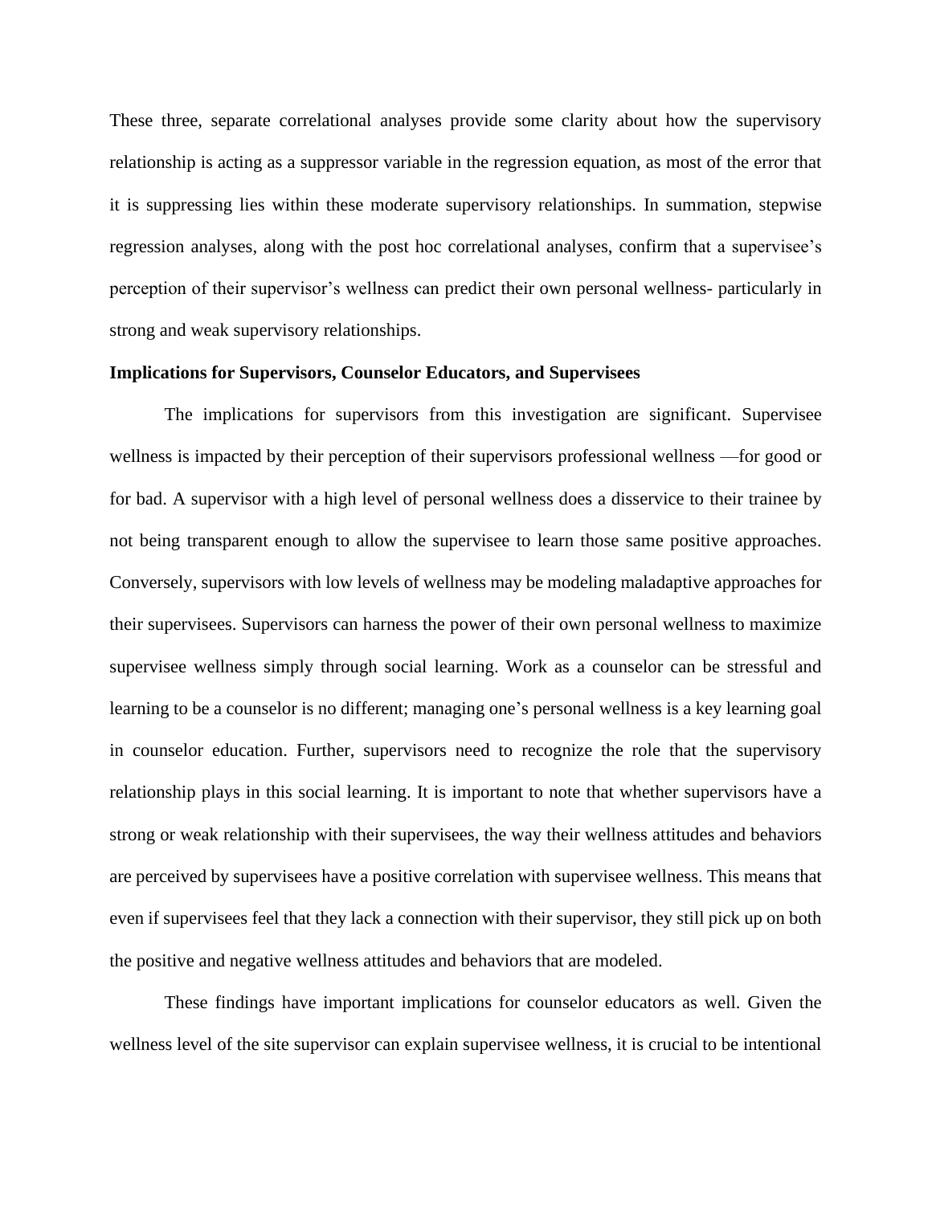These three, separate correlational analyses provide some clarity about how the supervisory relationship is acting as a suppressor variable in the regression equation, as most of the error that it is suppressing lies within these moderate supervisory relationships. In summation, stepwise regression analyses, along with the post hoc correlational analyses, confirm that a supervisee's perception of their supervisor's wellness can predict their own personal wellness- particularly in strong and weak supervisory relationships.

**Implications for Supervisors, Counselor Educators, and Supervisees**

The implications for supervisors from this investigation are significant. Supervisee wellness is impacted by their perception of their supervisors professional wellness —for good or for bad. A supervisor with a high level of personal wellness does a disservice to their trainee by not being transparent enough to allow the supervisee to learn those same positive approaches. Conversely, supervisors with low levels of wellness may be modeling maladaptive approaches for their supervisees. Supervisors can harness the power of their own personal wellness to maximize supervisee wellness simply through social learning. Work as a counselor can be stressful and learning to be a counselor is no different; managing one's personal wellness is a key learning goal in counselor education. Further, supervisors need to recognize the role that the supervisory relationship plays in this social learning. It is important to note that whether supervisors have a strong or weak relationship with their supervisees, the way their wellness attitudes and behaviors are perceived by supervisees have a positive correlation with supervisee wellness. This means that even if supervisees feel that they lack a connection with their supervisor, they still pick up on both the positive and negative wellness attitudes and behaviors that are modeled.

These findings have important implications for counselor educators as well. Given the wellness level of the site supervisor can explain supervisee wellness, it is crucial to be intentional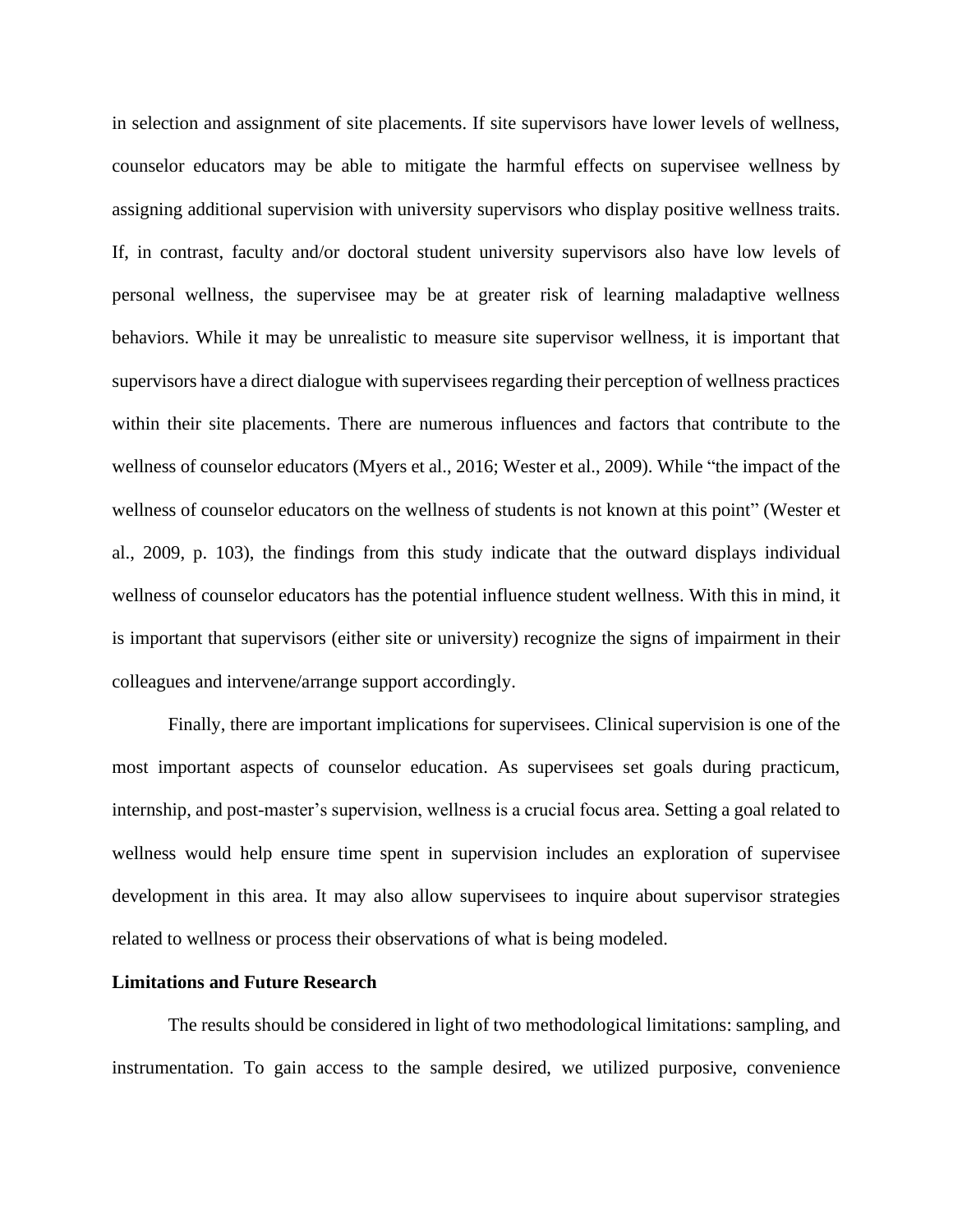in selection and assignment of site placements. If site supervisors have lower levels of wellness, counselor educators may be able to mitigate the harmful effects on supervisee wellness by assigning additional supervision with university supervisors who display positive wellness traits. If, in contrast, faculty and/or doctoral student university supervisors also have low levels of personal wellness, the supervisee may be at greater risk of learning maladaptive wellness behaviors. While it may be unrealistic to measure site supervisor wellness, it is important that supervisors have a direct dialogue with supervisees regarding their perception of wellness practices within their site placements. There are numerous influences and factors that contribute to the wellness of counselor educators (Myers et al., 2016; Wester et al., 2009). While "the impact of the wellness of counselor educators on the wellness of students is not known at this point" (Wester et al., 2009, p. 103), the findings from this study indicate that the outward displays individual wellness of counselor educators has the potential influence student wellness. With this in mind, it is important that supervisors (either site or university) recognize the signs of impairment in their colleagues and intervene/arrange support accordingly.

Finally, there are important implications for supervisees. Clinical supervision is one of the most important aspects of counselor education. As supervisees set goals during practicum, internship, and post-master's supervision, wellness is a crucial focus area. Setting a goal related to wellness would help ensure time spent in supervision includes an exploration of supervisee development in this area. It may also allow supervisees to inquire about supervisor strategies related to wellness or process their observations of what is being modeled.

**Limitations and Future Research**

The results should be considered in light of two methodological limitations: sampling, and instrumentation. To gain access to the sample desired, we utilized purposive, convenience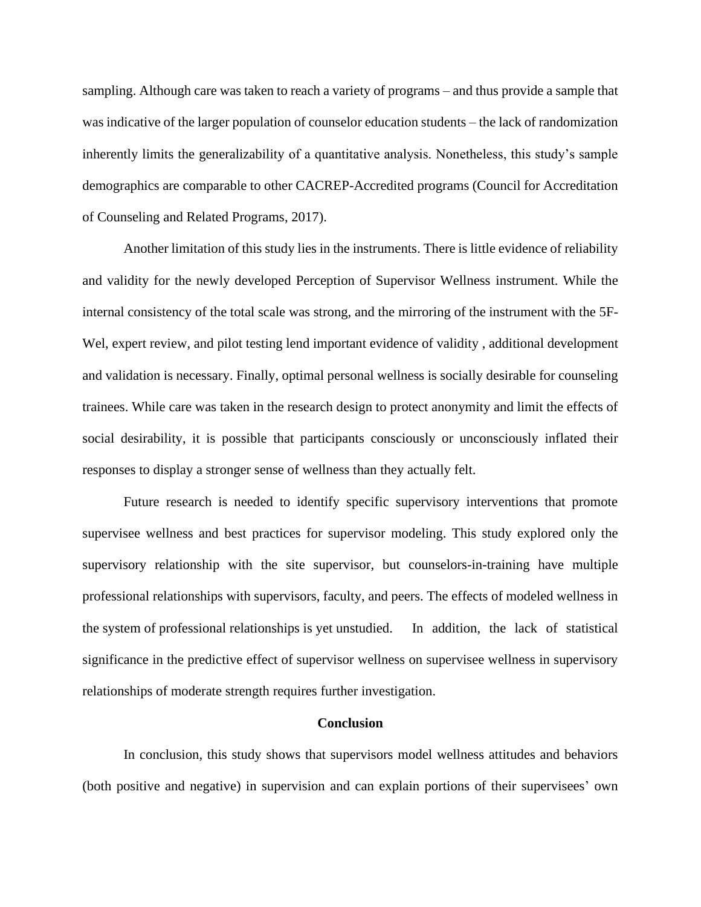sampling. Although care was taken to reach a variety of programs – and thus provide a sample that was indicative of the larger population of counselor education students – the lack of randomization inherently limits the generalizability of a quantitative analysis. Nonetheless, this study's sample demographics are comparable to other CACREP-Accredited programs (Council for Accreditation of Counseling and Related Programs, 2017).

Another limitation of this study lies in the instruments. There is little evidence of reliability and validity for the newly developed Perception of Supervisor Wellness instrument. While the internal consistency of the total scale was strong, and the mirroring of the instrument with the 5F-Wel, expert review, and pilot testing lend important evidence of validity , additional development and validation is necessary. Finally, optimal personal wellness is socially desirable for counseling trainees. While care was taken in the research design to protect anonymity and limit the effects of social desirability, it is possible that participants consciously or unconsciously inflated their responses to display a stronger sense of wellness than they actually felt.

Future research is needed to identify specific supervisory interventions that promote supervisee wellness and best practices for supervisor modeling. This study explored only the supervisory relationship with the site supervisor, but counselors-in-training have multiple professional relationships with supervisors, faculty, and peers. The effects of modeled wellness in the system of professional relationships is yet unstudied. In addition, the lack of statistical significance in the predictive effect of supervisor wellness on supervisee wellness in supervisory relationships of moderate strength requires further investigation.

## Conclusion

In conclusion, this study shows that supervisors model wellness attitudes and behaviors (both positive and negative) in supervision and can explain portions of their supervisees' own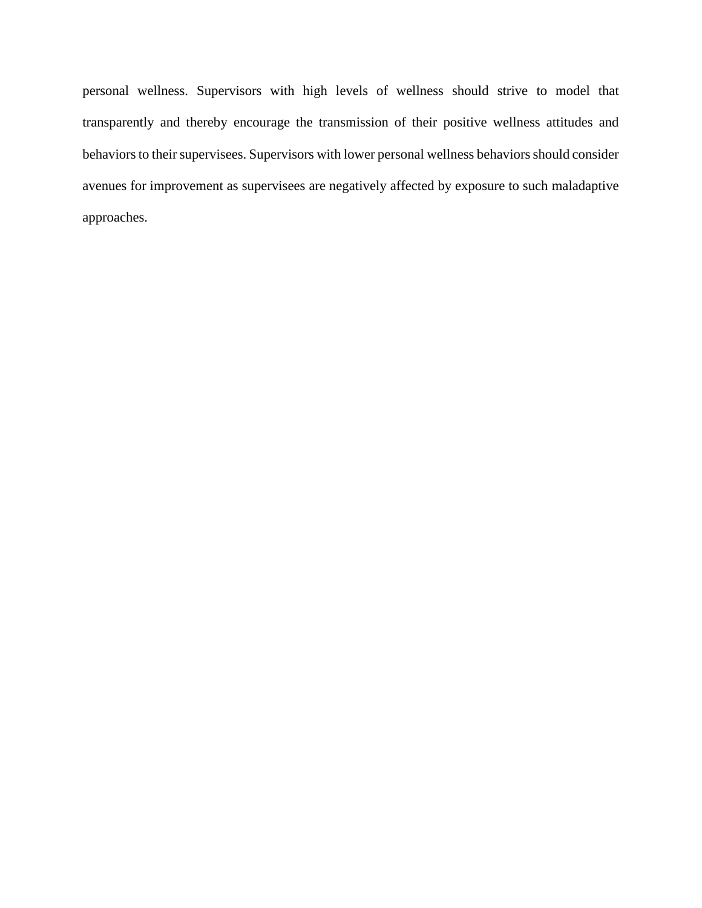personal wellness. Supervisors with high levels of wellness should strive to model that transparently and thereby encourage the transmission of their positive wellness attitudes and behaviors to their supervisees. Supervisors with lower personal wellness behaviors should consider avenues for improvement as supervisees are negatively affected by exposure to such maladaptive approaches.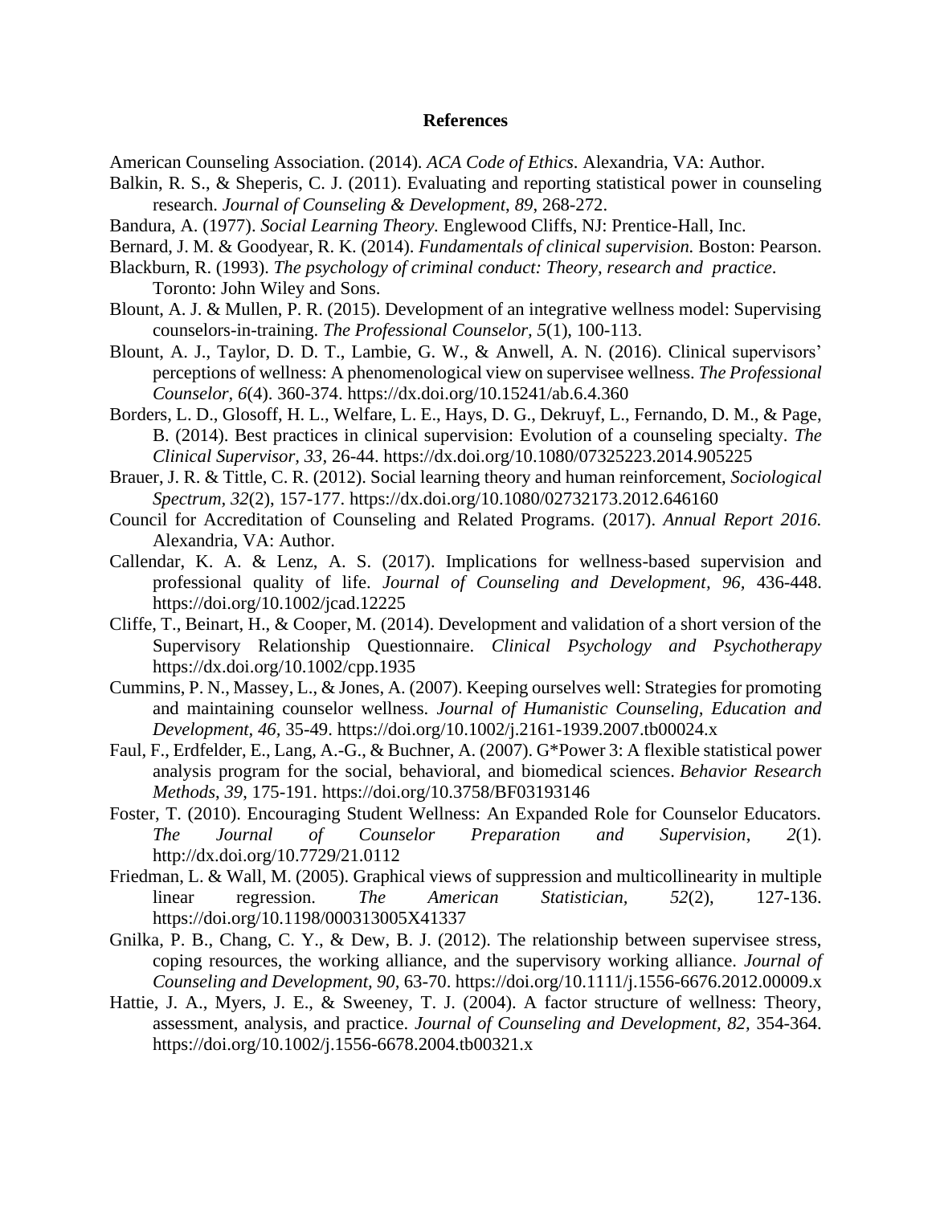# References

American Counseling Association. (2014). *ACA Code of Ethics*. Alexandria, VA: Author.

Balkin, R. S., & Sheperis, C. J. (2011). Evaluating and reporting statistical power in counseling research. *Journal of Counseling & Development*, *89*, 268-272.

Bandura, A. (1977). *Social Learning Theory.* Englewood Cliffs, NJ: Prentice-Hall, Inc.

Bernard, J. M. & Goodyear, R. K. (2014). *Fundamentals of clinical supervision.* Boston: Pearson.

Blackburn, R. (1993). *The psychology of criminal conduct: Theory, research and practice*. Toronto: John Wiley and Sons.

Blount, A. J. & Mullen, P. R. (2015). Development of an integrative wellness model: Supervising counselors-in-training. *The Professional Counselor*, *5*(1), 100-113.

Blount, A. J., Taylor, D. D. T., Lambie, G. W., & Anwell, A. N. (2016). Clinical supervisors' perceptions of wellness: A phenomenological view on supervisee wellness. *The Professional Counselor*, *6*(4). 360-374. https://dx.doi.org/10.15241/ab.6.4.360

Borders, L. D., Glosoff, H. L., Welfare, L. E., Hays, D. G., Dekruyf, L., Fernando, D. M., & Page, B. (2014). Best practices in clinical supervision: Evolution of a counseling specialty. *The Clinical Supervisor*, *33*, 26-44. https://dx.doi.org/10.1080/07325223.2014.905225

Brauer, J. R. & Tittle, C. R. (2012). Social learning theory and human reinforcement, *Sociological Spectrum*, *32*(2), 157-177. https://dx.doi.org/10.1080/02732173.2012.646160

Council for Accreditation of Counseling and Related Programs. (2017). *Annual Report 2016.* Alexandria, VA: Author.

Callendar, K. A. & Lenz, A. S. (2017). Implications for wellness-based supervision and professional quality of life. *Journal of Counseling and Development*, *96,* 436-448. https://doi.org/10.1002/jcad.12225

Cliffe, T., Beinart, H., & Cooper, M. (2014). Development and validation of a short version of the Supervisory Relationship Questionnaire. *Clinical Psychology and Psychotherapy* https://dx.doi.org/10.1002/cpp.1935

Cummins, P. N., Massey, L., & Jones, A. (2007). Keeping ourselves well: Strategies for promoting and maintaining counselor wellness. *Journal of Humanistic Counseling, Education and Development*, *46*, 35-49. https://doi.org/10.1002/j.2161-1939.2007.tb00024.x

Faul, F., Erdfelder, E., Lang, A.-G., & Buchner, A. (2007). G*Power 3: A flexible statistical power analysis program for the social, behavioral, and biomedical sciences. *Behavior Research Methods*, *39*, 175-191. https://doi.org/10.3758/BF03193146

Foster, T. (2010). Encouraging Student Wellness: An Expanded Role for Counselor Educators. *The Journal of Counselor Preparation and Supervision*, *2*(1). http://dx.doi.org/10.7729/21.0112

Friedman, L. & Wall, M. (2005). Graphical views of suppression and multicollinearity in multiple linear regression. *The American Statistician*, *52*(2), 127-136. https://doi.org/10.1198/000313005X41337

Gnilka, P. B., Chang, C. Y., & Dew, B. J. (2012). The relationship between supervisee stress, coping resources, the working alliance, and the supervisory working alliance. *Journal of Counseling and Development*, *90*, 63-70. https://doi.org/10.1111/j.1556-6676.2012.00009.x

Hattie, J. A., Myers, J. E., & Sweeney, T. J. (2004). A factor structure of wellness: Theory, assessment, analysis, and practice. *Journal of Counseling and Development*, *82*, 354-364. https://doi.org/10.1002/j.1556-6678.2004.tb00321.x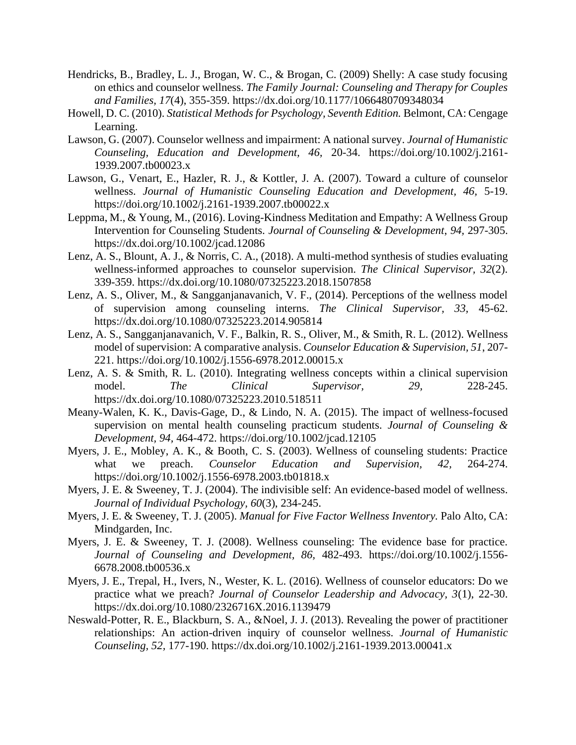Hendricks, B., Bradley, L. J., Brogan, W. C., & Brogan, C. (2009) Shelly: A case study focusing on ethics and counselor wellness. *The Family Journal: Counseling and Therapy for Couples and Families*, *17*(4), 355-359. https://dx.doi.org/10.1177/1066480709348034

Howell, D. C. (2010). *Statistical Methods for Psychology, Seventh Edition.* Belmont, CA: Cengage Learning.

Lawson, G. (2007). Counselor wellness and impairment: A national survey. *Journal of Humanistic Counseling, Education and Development, 46,* 20-34. https://doi.org/10.1002/j.2161-1939.2007.tb00023.x

Lawson, G., Venart, E., Hazler, R. J., & Kottler, J. A. (2007). Toward a culture of counselor wellness. *Journal of Humanistic Counseling Education and Development, 46,* 5-19. https://doi.org/10.1002/j.2161-1939.2007.tb00022.x

Leppma, M., & Young, M., (2016). Loving-Kindness Meditation and Empathy: A Wellness Group Intervention for Counseling Students. *Journal of Counseling & Development*, *94*, 297-305. https://dx.doi.org/10.1002/jcad.12086

Lenz, A. S., Blount, A. J., & Norris, C. A., (2018). A multi-method synthesis of studies evaluating wellness-informed approaches to counselor supervision. *The Clinical Supervisor, 32*(2). 339-359. https://dx.doi.org/10.1080/07325223.2018.1507858

Lenz, A. S., Oliver, M., & Sangganjanavanich, V. F., (2014). Perceptions of the wellness model of supervision among counseling interns. *The Clinical Supervisor*, *33,* 45-62. https://dx.doi.org/10.1080/07325223.2014.905814

Lenz, A. S., Sangganjanavanich, V. F., Balkin, R. S., Oliver, M., & Smith, R. L. (2012). Wellness model of supervision: A comparative analysis. *Counselor Education & Supervision, 51*, 207-221. https://doi.org/10.1002/j.1556-6978.2012.00015.x

Lenz, A. S. & Smith, R. L. (2010). Integrating wellness concepts within a clinical supervision model. *The Clinical Supervisor, 29,* 228-245. https://dx.doi.org/10.1080/07325223.2010.518511

Meany-Walen, K. K., Davis-Gage, D., & Lindo, N. A. (2015). The impact of wellness-focused supervision on mental health counseling practicum students. *Journal of Counseling & Development, 94*, 464-472. https://doi.org/10.1002/jcad.12105

Myers, J. E., Mobley, A. K., & Booth, C. S. (2003). Wellness of counseling students: Practice what we preach. *Counselor Education and Supervision, 42,* 264-274. https://doi.org/10.1002/j.1556-6978.2003.tb01818.x

Myers, J. E. & Sweeney, T. J. (2004). The indivisible self: An evidence-based model of wellness. *Journal of Individual Psychology*, *60*(3), 234-245.

Myers, J. E. & Sweeney, T. J. (2005). *Manual for Five Factor Wellness Inventory.* Palo Alto, CA: Mindgarden, Inc.

Myers, J. E. & Sweeney, T. J. (2008). Wellness counseling: The evidence base for practice. *Journal of Counseling and Development, 86,* 482-493. https://doi.org/10.1002/j.1556-6678.2008.tb00536.x

Myers, J. E., Trepal, H., Ivers, N., Wester, K. L. (2016). Wellness of counselor educators: Do we practice what we preach? *Journal of Counselor Leadership and Advocacy, 3*(1), 22-30. https://dx.doi.org/10.1080/2326716X.2016.1139479

Neswald-Potter, R. E., Blackburn, S. A., &Noel, J. J. (2013). Revealing the power of practitioner relationships: An action-driven inquiry of counselor wellness. *Journal of Humanistic Counseling, 52,* 177-190. https://dx.doi.org/10.1002/j.2161-1939.2013.00041.x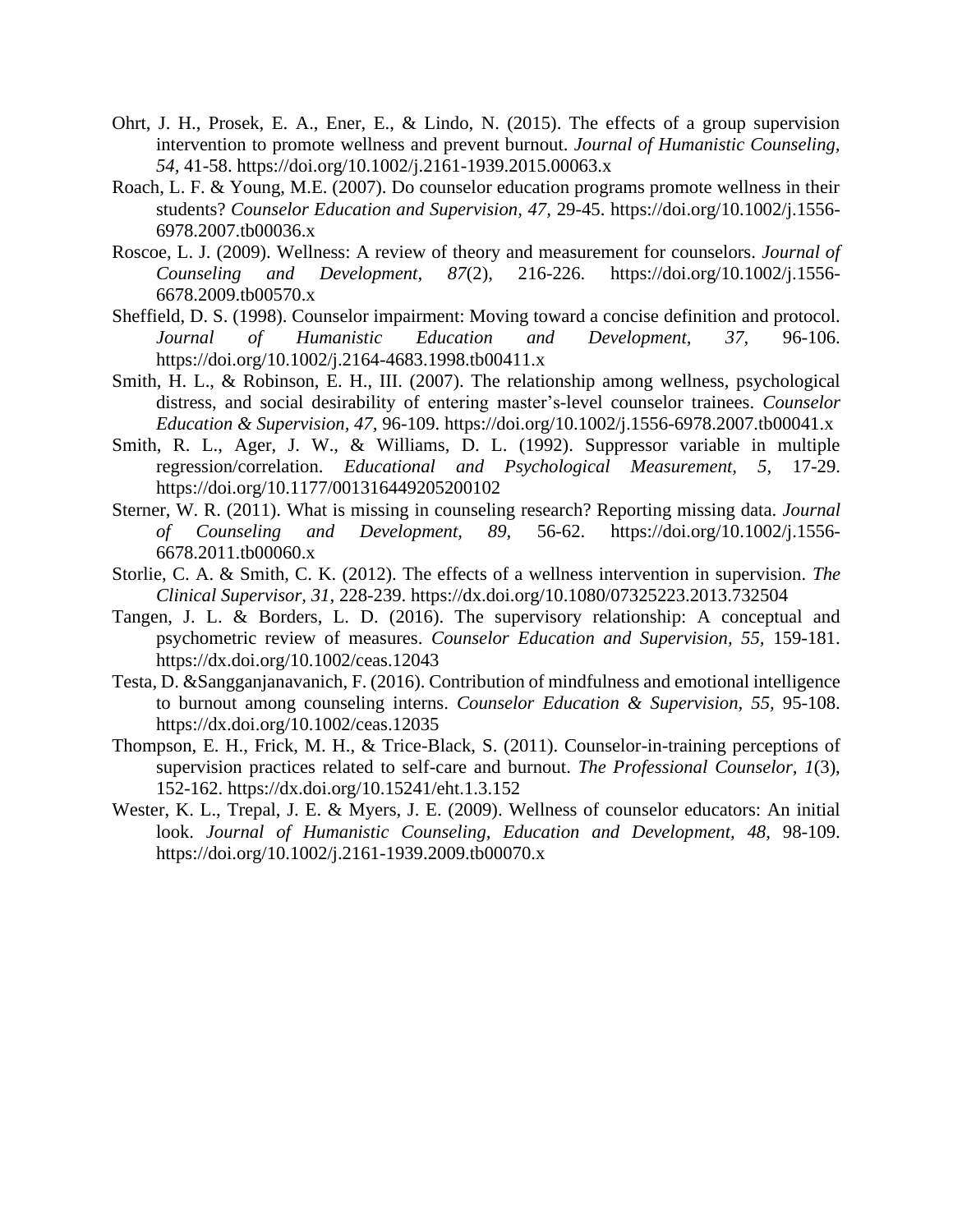Ohrt, J. H., Prosek, E. A., Ener, E., & Lindo, N. (2015). The effects of a group supervision intervention to promote wellness and prevent burnout. *Journal of Humanistic Counseling, 54,* 41-58. https://doi.org/10.1002/j.2161-1939.2015.00063.x

Roach, L. F. & Young, M.E. (2007). Do counselor education programs promote wellness in their students? *Counselor Education and Supervision, 47,* 29-45. https://doi.org/10.1002/j.1556-6978.2007.tb00036.x

Roscoe, L. J. (2009). Wellness: A review of theory and measurement for counselors. *Journal of Counseling and Development, 87*(2), 216-226. https://doi.org/10.1002/j.1556-6678.2009.tb00570.x

Sheffield, D. S. (1998). Counselor impairment: Moving toward a concise definition and protocol. *Journal of Humanistic Education and Development, 37,* 96-106. https://doi.org/10.1002/j.2164-4683.1998.tb00411.x

Smith, H. L., & Robinson, E. H., III. (2007). The relationship among wellness, psychological distress, and social desirability of entering master's-level counselor trainees. *Counselor Education & Supervision, 47,* 96-109. https://doi.org/10.1002/j.1556-6978.2007.tb00041.x

Smith, R. L., Ager, J. W., & Williams, D. L. (1992). Suppressor variable in multiple regression/correlation. *Educational and Psychological Measurement, 5,* 17-29. https://doi.org/10.1177/001316449205200102

Sterner, W. R. (2011). What is missing in counseling research? Reporting missing data. *Journal of Counseling and Development, 89,* 56-62. https://doi.org/10.1002/j.1556-6678.2011.tb00060.x

Storlie, C. A. & Smith, C. K. (2012). The effects of a wellness intervention in supervision. *The Clinical Supervisor, 31,* 228-239. https://dx.doi.org/10.1080/07325223.2013.732504

Tangen, J. L. & Borders, L. D. (2016). The supervisory relationship: A conceptual and psychometric review of measures. *Counselor Education and Supervision, 55,* 159-181. https://dx.doi.org/10.1002/ceas.12043

Testa, D. &Sangganjanavanich, F. (2016). Contribution of mindfulness and emotional intelligence to burnout among counseling interns. *Counselor Education & Supervision, 55,* 95-108. https://dx.doi.org/10.1002/ceas.12035

Thompson, E. H., Frick, M. H., & Trice-Black, S. (2011). Counselor-in-training perceptions of supervision practices related to self-care and burnout. *The Professional Counselor, 1*(3), 152-162. https://dx.doi.org/10.15241/eht.1.3.152

Wester, K. L., Trepal, J. E. & Myers, J. E. (2009). Wellness of counselor educators: An initial look. *Journal of Humanistic Counseling, Education and Development, 48,* 98-109. https://doi.org/10.1002/j.2161-1939.2009.tb00070.x